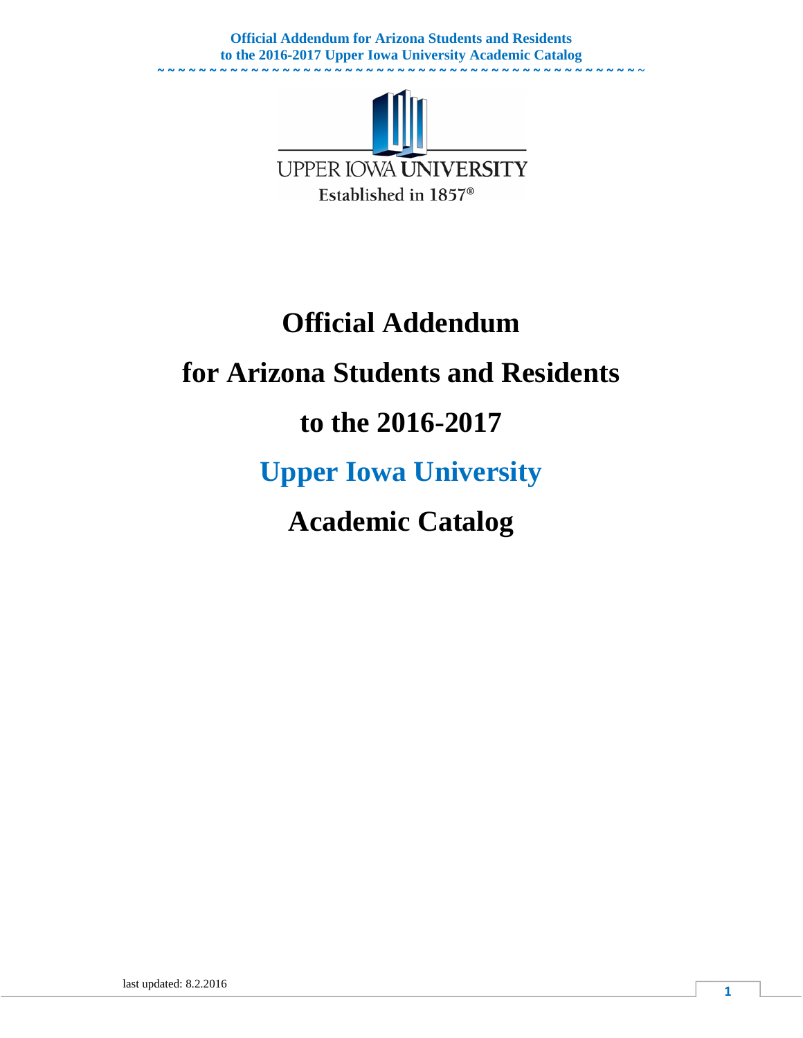# Official Addendum

# for Arizona Students and Residents

# to the 2016-2017

# Upper Iowa University

# Academic Catalog

last updated: 8.2.2016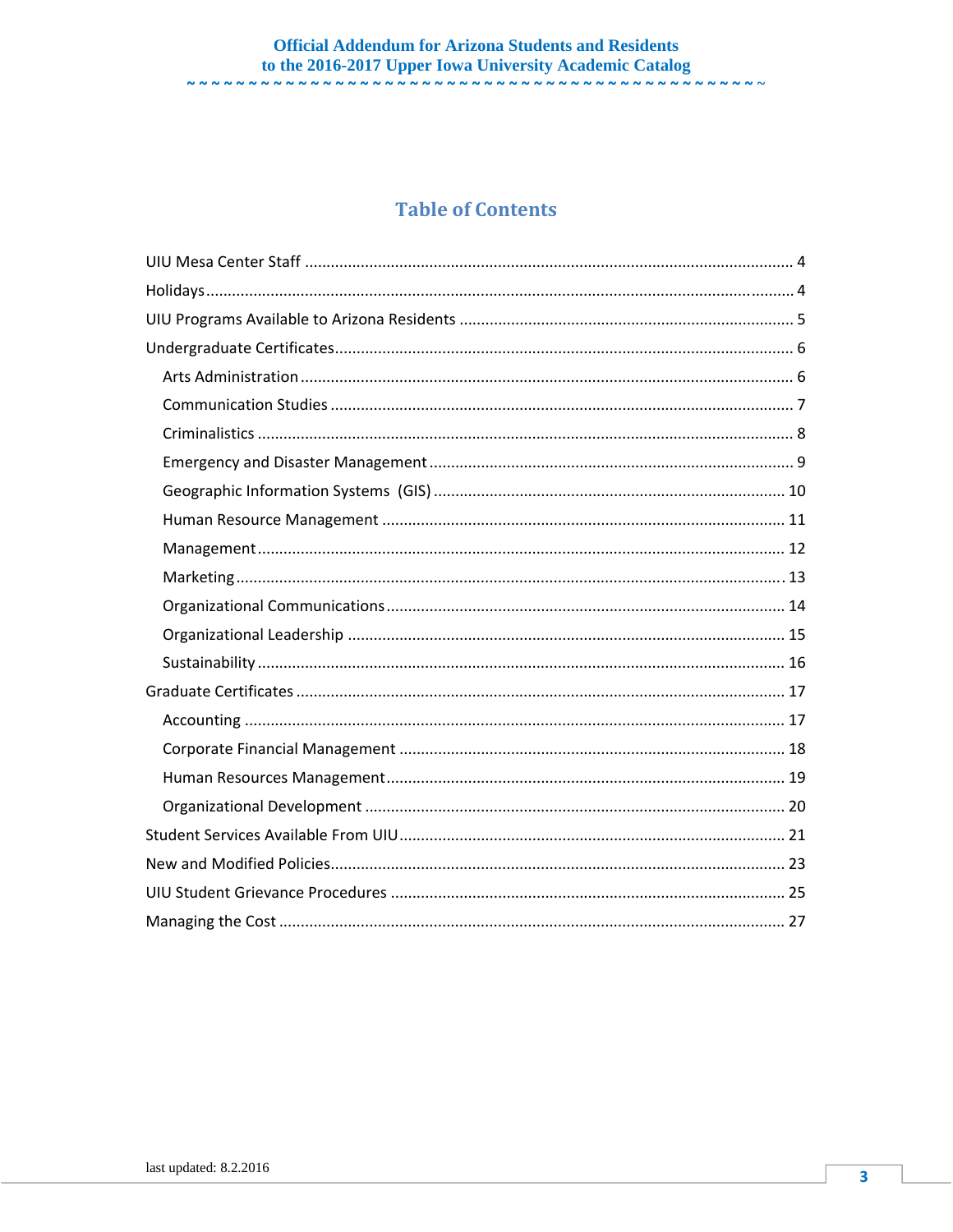# Table of Contents

UIU Mesa Center Staff ........ 4

Holidays ........ 4

UIU Programs Available to Arizona Residents ........ 5

Undergraduate Certificates ........ 6

- Arts Administration ........ 6
- Communication Studies ........ 7
- Criminalistics ........ 8
- Emergency and Disaster Management ........ 9
- Geographic Information Systems (GIS) ........ 10
- Human Resource Management ........ 11
- Management ........ 12
- Marketing ........ 13
- Organizational Communications ........ 14
- Organizational Leadership ........ 15
- Sustainability ........ 16

Graduate Certificates ........ 17

- Accounting ........ 17
- Corporate Financial Management ........ 18
- Human Resources Management ........ 19
- Organizational Development ........ 20

Student Services Available From UIU ........ 21

New and Modified Policies ........ 23

UIU Student Grievance Procedures ........ 25

Managing the Cost ........ 27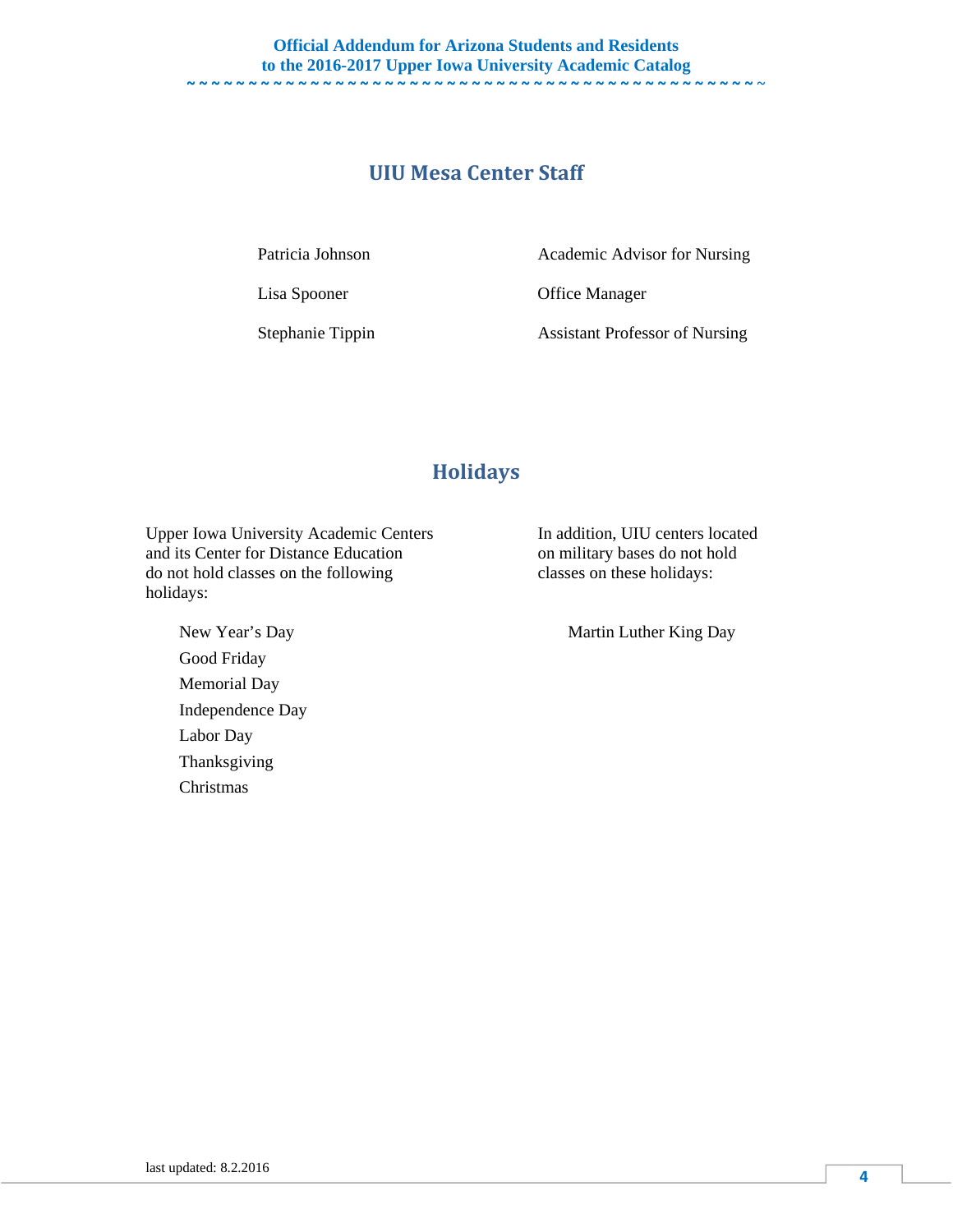## UIU Mesa Center Staff

| | |
|---|---|
| Patricia Johnson | Academic Advisor for Nursing |
| Lisa Spooner | Office Manager |
| Stephanie Tippin | Assistant Professor of Nursing |

## Holidays

Upper Iowa University Academic Centers and its Center for Distance Education do not hold classes on the following holidays:

- New Year's Day
- Good Friday
- Memorial Day
- Independence Day
- Labor Day
- Thanksgiving
- Christmas

In addition, UIU centers located on military bases do not hold classes on these holidays:

- Martin Luther King Day

last updated: 8.2.2016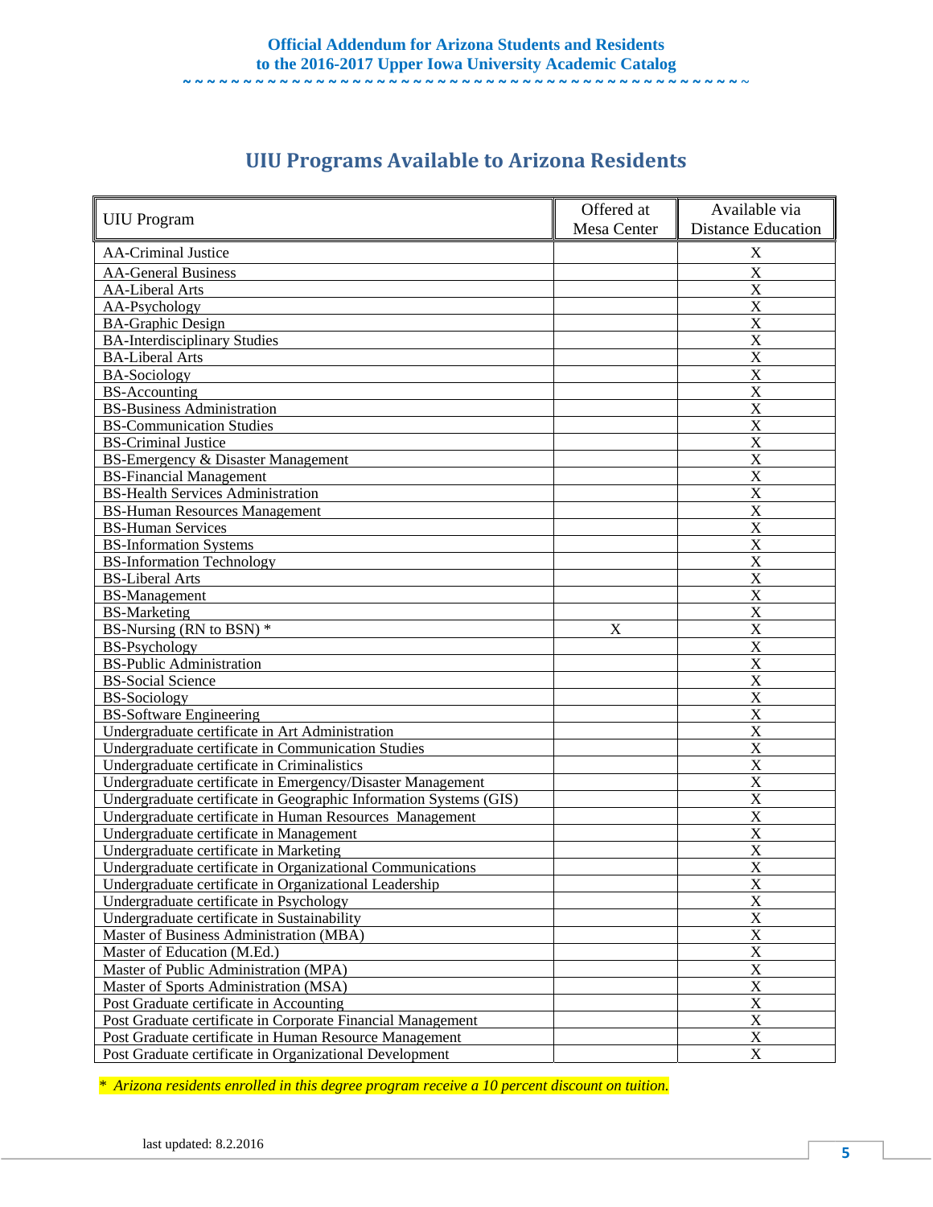# UIU Programs Available to Arizona Residents

| UIU Program | Offered at Mesa Center | Available via Distance Education |
|---|---|---|
| AA-Criminal Justice | | X |
| AA-General Business | | X |
| AA-Liberal Arts | | X |
| AA-Psychology | | X |
| BA-Graphic Design | | X |
| BA-Interdisciplinary Studies | | X |
| BA-Liberal Arts | | X |
| BA-Sociology | | X |
| BS-Accounting | | X |
| BS-Business Administration | | X |
| BS-Communication Studies | | X |
| BS-Criminal Justice | | X |
| BS-Emergency & Disaster Management | | X |
| BS-Financial Management | | X |
| BS-Health Services Administration | | X |
| BS-Human Resources Management | | X |
| BS-Human Services | | X |
| BS-Information Systems | | X |
| BS-Information Technology | | X |
| BS-Liberal Arts | | X |
| BS-Management | | X |
| BS-Marketing | | X |
| BS-Nursing (RN to BSN) * | X | X |
| BS-Psychology | | X |
| BS-Public Administration | | X |
| BS-Social Science | | X |
| BS-Sociology | | X |
| BS-Software Engineering | | X |
| Undergraduate certificate in Art Administration | | X |
| Undergraduate certificate in Communication Studies | | X |
| Undergraduate certificate in Criminalistics | | X |
| Undergraduate certificate in Emergency/Disaster Management | | X |
| Undergraduate certificate in Geographic Information Systems (GIS) | | X |
| Undergraduate certificate in Human Resources Management | | X |
| Undergraduate certificate in Management | | X |
| Undergraduate certificate in Marketing | | X |
| Undergraduate certificate in Organizational Communications | | X |
| Undergraduate certificate in Organizational Leadership | | X |
| Undergraduate certificate in Psychology | | X |
| Undergraduate certificate in Sustainability | | X |
| Master of Business Administration (MBA) | | X |
| Master of Education (M.Ed.) | | X |
| Master of Public Administration (MPA) | | X |
| Master of Sports Administration (MSA) | | X |
| Post Graduate certificate in Accounting | | X |
| Post Graduate certificate in Corporate Financial Management | | X |
| Post Graduate certificate in Human Resource Management | | X |
| Post Graduate certificate in Organizational Development | | X |

*\* Arizona residents enrolled in this degree program receive a 10 percent discount on tuition.*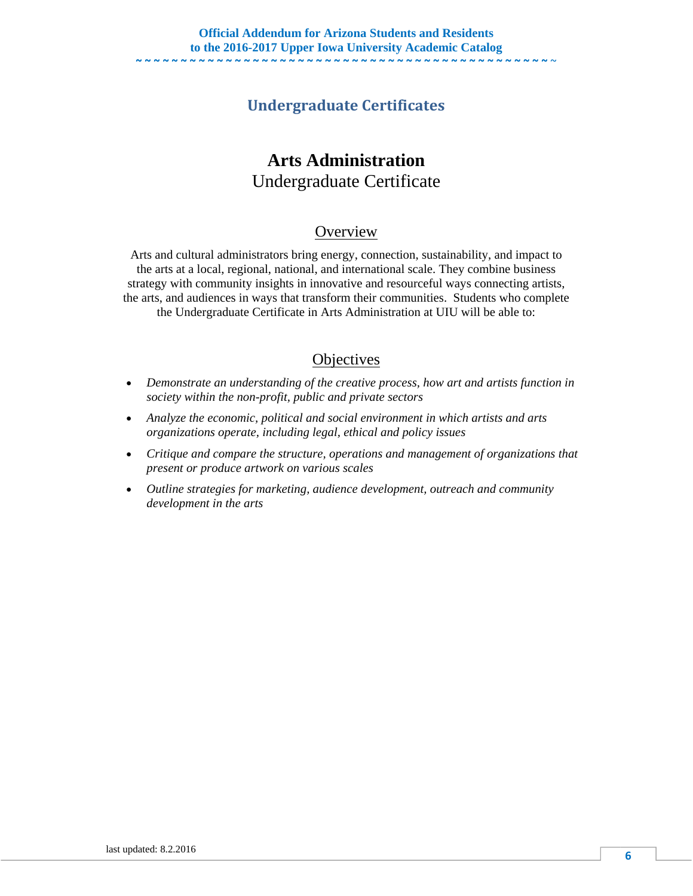## Undergraduate Certificates

# Arts Administration

Undergraduate Certificate

### Overview

Arts and cultural administrators bring energy, connection, sustainability, and impact to the arts at a local, regional, national, and international scale. They combine business strategy with community insights in innovative and resourceful ways connecting artists, the arts, and audiences in ways that transform their communities. Students who complete the Undergraduate Certificate in Arts Administration at UIU will be able to:

### Objectives

- *Demonstrate an understanding of the creative process, how art and artists function in society within the non-profit, public and private sectors*
- *Analyze the economic, political and social environment in which artists and arts organizations operate, including legal, ethical and policy issues*
- *Critique and compare the structure, operations and management of organizations that present or produce artwork on various scales*
- *Outline strategies for marketing, audience development, outreach and community development in the arts*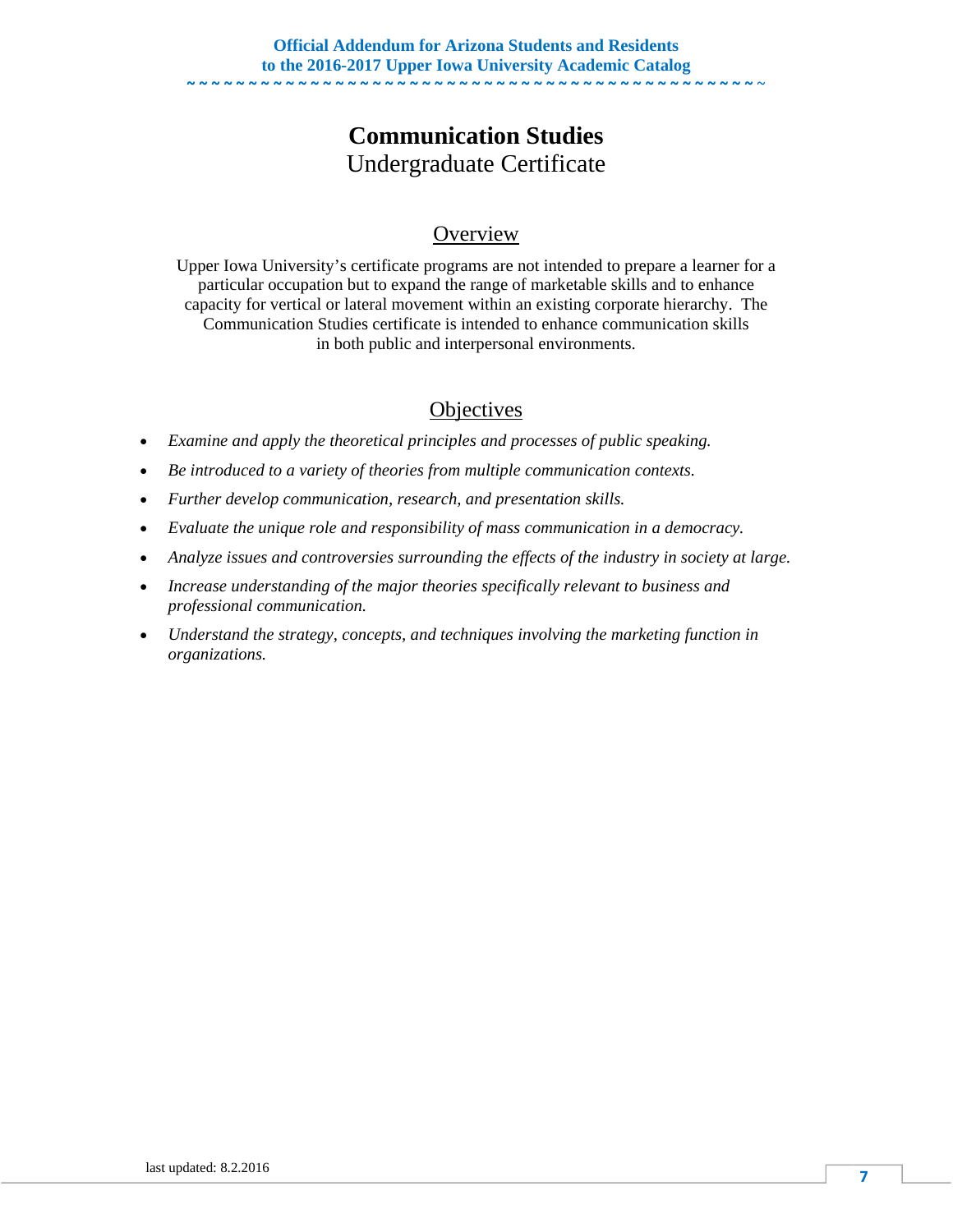# Communication Studies

## Undergraduate Certificate

### Overview

Upper Iowa University's certificate programs are not intended to prepare a learner for a particular occupation but to expand the range of marketable skills and to enhance capacity for vertical or lateral movement within an existing corporate hierarchy. The Communication Studies certificate is intended to enhance communication skills in both public and interpersonal environments.

### Objectives

- *Examine and apply the theoretical principles and processes of public speaking.*
- *Be introduced to a variety of theories from multiple communication contexts.*
- *Further develop communication, research, and presentation skills.*
- *Evaluate the unique role and responsibility of mass communication in a democracy.*
- *Analyze issues and controversies surrounding the effects of the industry in society at large.*
- *Increase understanding of the major theories specifically relevant to business and professional communication.*
- *Understand the strategy, concepts, and techniques involving the marketing function in organizations.*

last updated: 8.2.2016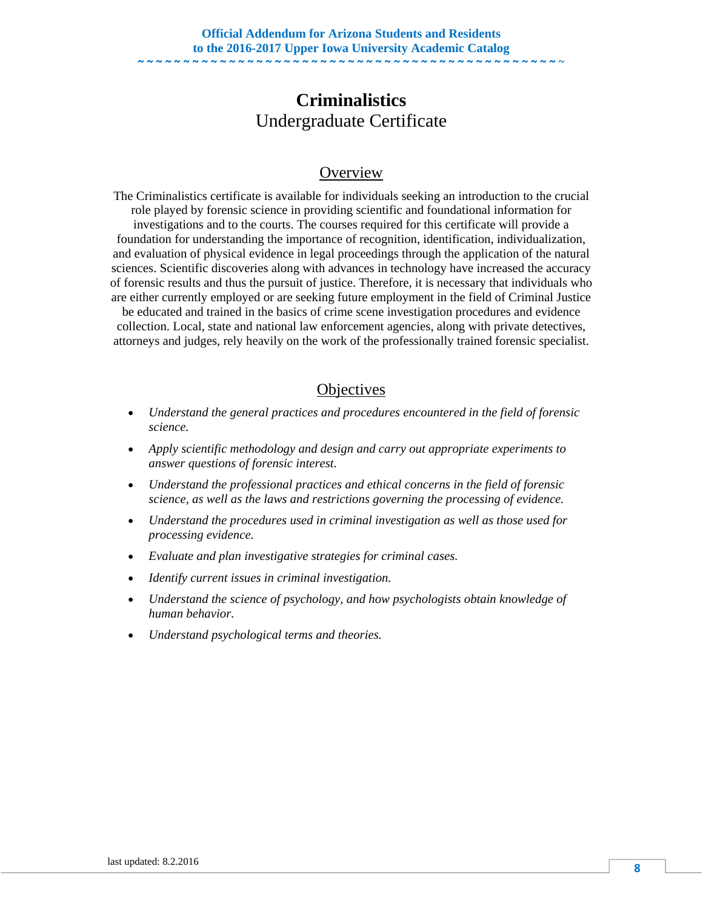# Criminalistics

## Undergraduate Certificate

### Overview

The Criminalistics certificate is available for individuals seeking an introduction to the crucial role played by forensic science in providing scientific and foundational information for investigations and to the courts. The courses required for this certificate will provide a foundation for understanding the importance of recognition, identification, individualization, and evaluation of physical evidence in legal proceedings through the application of the natural sciences. Scientific discoveries along with advances in technology have increased the accuracy of forensic results and thus the pursuit of justice. Therefore, it is necessary that individuals who are either currently employed or are seeking future employment in the field of Criminal Justice be educated and trained in the basics of crime scene investigation procedures and evidence collection. Local, state and national law enforcement agencies, along with private detectives, attorneys and judges, rely heavily on the work of the professionally trained forensic specialist.

### Objectives

- *Understand the general practices and procedures encountered in the field of forensic science.*
- *Apply scientific methodology and design and carry out appropriate experiments to answer questions of forensic interest.*
- *Understand the professional practices and ethical concerns in the field of forensic science, as well as the laws and restrictions governing the processing of evidence.*
- *Understand the procedures used in criminal investigation as well as those used for processing evidence.*
- *Evaluate and plan investigative strategies for criminal cases.*
- *Identify current issues in criminal investigation.*
- *Understand the science of psychology, and how psychologists obtain knowledge of human behavior.*
- *Understand psychological terms and theories.*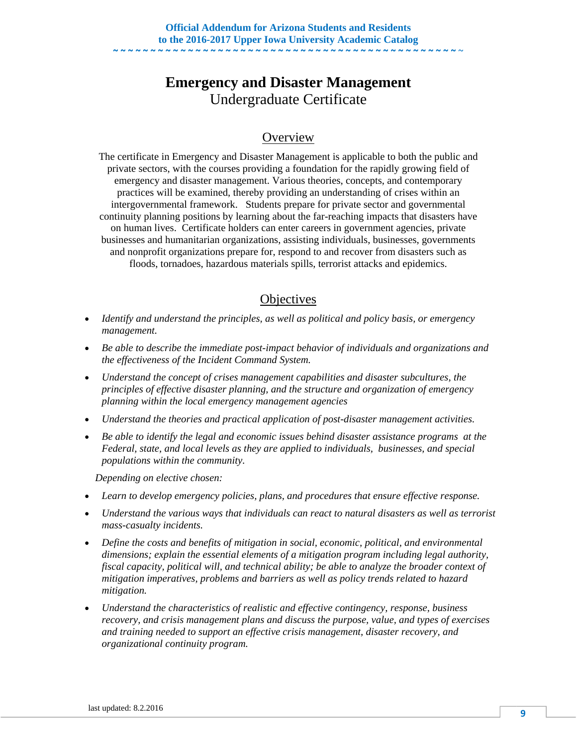# Emergency and Disaster Management

Undergraduate Certificate

## Overview

The certificate in Emergency and Disaster Management is applicable to both the public and private sectors, with the courses providing a foundation for the rapidly growing field of emergency and disaster management. Various theories, concepts, and contemporary practices will be examined, thereby providing an understanding of crises within an intergovernmental framework. Students prepare for private sector and governmental continuity planning positions by learning about the far-reaching impacts that disasters have on human lives. Certificate holders can enter careers in government agencies, private businesses and humanitarian organizations, assisting individuals, businesses, governments and nonprofit organizations prepare for, respond to and recover from disasters such as floods, tornadoes, hazardous materials spills, terrorist attacks and epidemics.

## Objectives

- *Identify and understand the principles, as well as political and policy basis, or emergency management.*
- *Be able to describe the immediate post-impact behavior of individuals and organizations and the effectiveness of the Incident Command System.*
- *Understand the concept of crises management capabilities and disaster subcultures, the principles of effective disaster planning, and the structure and organization of emergency planning within the local emergency management agencies*
- *Understand the theories and practical application of post-disaster management activities.*
- *Be able to identify the legal and economic issues behind disaster assistance programs at the Federal, state, and local levels as they are applied to individuals, businesses, and special populations within the community.*

*Depending on elective chosen:*

- *Learn to develop emergency policies, plans, and procedures that ensure effective response.*
- *Understand the various ways that individuals can react to natural disasters as well as terrorist mass-casualty incidents.*
- *Define the costs and benefits of mitigation in social, economic, political, and environmental dimensions; explain the essential elements of a mitigation program including legal authority, fiscal capacity, political will, and technical ability; be able to analyze the broader context of mitigation imperatives, problems and barriers as well as policy trends related to hazard mitigation.*
- *Understand the characteristics of realistic and effective contingency, response, business recovery, and crisis management plans and discuss the purpose, value, and types of exercises and training needed to support an effective crisis management, disaster recovery, and organizational continuity program.*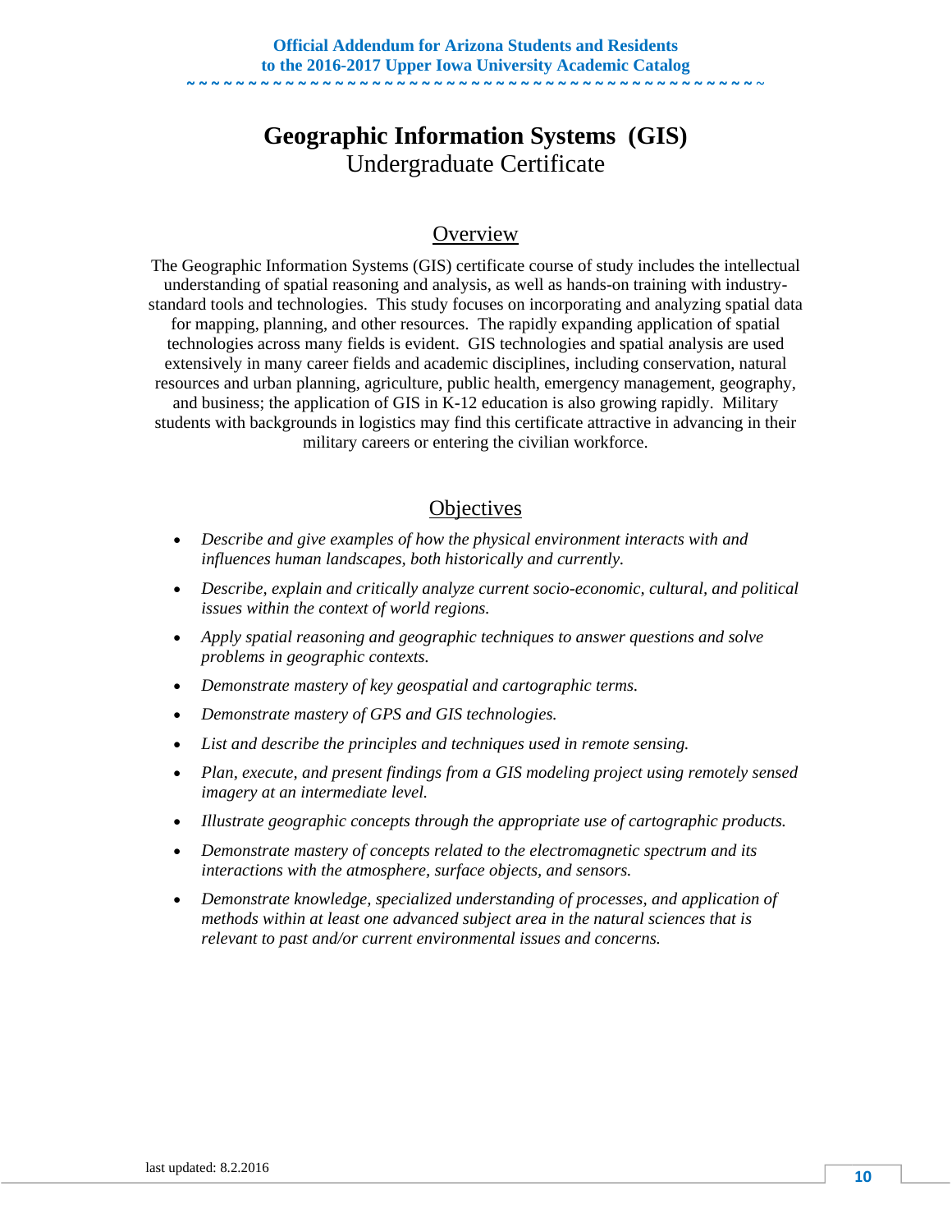# Geographic Information Systems (GIS)

## Undergraduate Certificate

### Overview

The Geographic Information Systems (GIS) certificate course of study includes the intellectual understanding of spatial reasoning and analysis, as well as hands-on training with industry-standard tools and technologies. This study focuses on incorporating and analyzing spatial data for mapping, planning, and other resources. The rapidly expanding application of spatial technologies across many fields is evident. GIS technologies and spatial analysis are used extensively in many career fields and academic disciplines, including conservation, natural resources and urban planning, agriculture, public health, emergency management, geography, and business; the application of GIS in K-12 education is also growing rapidly. Military students with backgrounds in logistics may find this certificate attractive in advancing in their military careers or entering the civilian workforce.

### Objectives

- *Describe and give examples of how the physical environment interacts with and influences human landscapes, both historically and currently.*
- *Describe, explain and critically analyze current socio-economic, cultural, and political issues within the context of world regions.*
- *Apply spatial reasoning and geographic techniques to answer questions and solve problems in geographic contexts.*
- *Demonstrate mastery of key geospatial and cartographic terms.*
- *Demonstrate mastery of GPS and GIS technologies.*
- *List and describe the principles and techniques used in remote sensing.*
- *Plan, execute, and present findings from a GIS modeling project using remotely sensed imagery at an intermediate level.*
- *Illustrate geographic concepts through the appropriate use of cartographic products.*
- *Demonstrate mastery of concepts related to the electromagnetic spectrum and its interactions with the atmosphere, surface objects, and sensors.*
- *Demonstrate knowledge, specialized understanding of processes, and application of methods within at least one advanced subject area in the natural sciences that is relevant to past and/or current environmental issues and concerns.*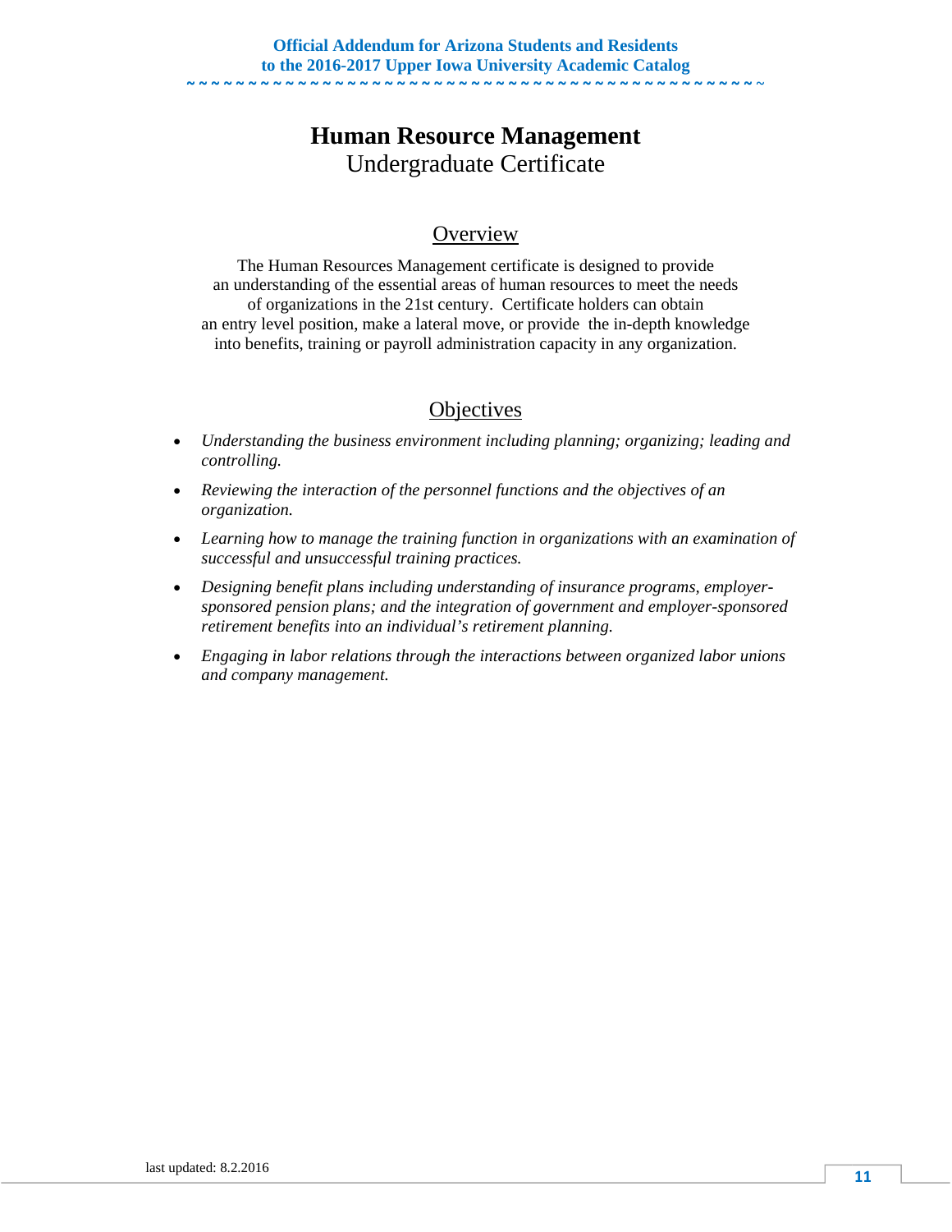# Human Resource Management

Undergraduate Certificate

## Overview

The Human Resources Management certificate is designed to provide an understanding of the essential areas of human resources to meet the needs of organizations in the 21st century. Certificate holders can obtain an entry level position, make a lateral move, or provide the in-depth knowledge into benefits, training or payroll administration capacity in any organization.

## Objectives

- *Understanding the business environment including planning; organizing; leading and controlling.*
- *Reviewing the interaction of the personnel functions and the objectives of an organization.*
- *Learning how to manage the training function in organizations with an examination of successful and unsuccessful training practices.*
- *Designing benefit plans including understanding of insurance programs, employer-sponsored pension plans; and the integration of government and employer-sponsored retirement benefits into an individual's retirement planning.*
- *Engaging in labor relations through the interactions between organized labor unions and company management.*

last updated: 8.2.2016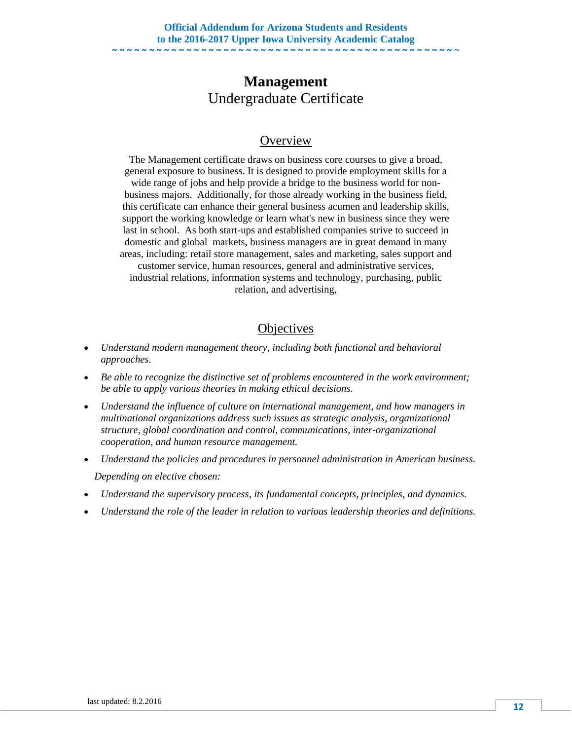# Management

## Undergraduate Certificate

### Overview

The Management certificate draws on business core courses to give a broad, general exposure to business. It is designed to provide employment skills for a wide range of jobs and help provide a bridge to the business world for non-business majors. Additionally, for those already working in the business field, this certificate can enhance their general business acumen and leadership skills, support the working knowledge or learn what's new in business since they were last in school. As both start-ups and established companies strive to succeed in domestic and global markets, business managers are in great demand in many areas, including: retail store management, sales and marketing, sales support and customer service, human resources, general and administrative services, industrial relations, information systems and technology, purchasing, public relation, and advertising,

### Objectives

- *Understand modern management theory, including both functional and behavioral approaches.*
- *Be able to recognize the distinctive set of problems encountered in the work environment; be able to apply various theories in making ethical decisions.*
- *Understand the influence of culture on international management, and how managers in multinational organizations address such issues as strategic analysis, organizational structure, global coordination and control, communications, inter-organizational cooperation, and human resource management.*
- *Understand the policies and procedures in personnel administration in American business.*

*Depending on elective chosen:*

- *Understand the supervisory process, its fundamental concepts, principles, and dynamics.*
- *Understand the role of the leader in relation to various leadership theories and definitions.*

last updated: 8.2.2016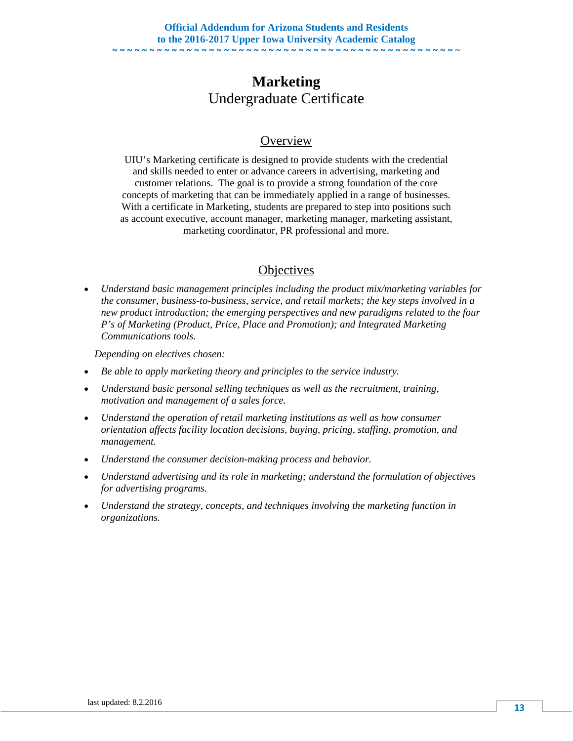# Marketing

## Undergraduate Certificate

### Overview

UIU's Marketing certificate is designed to provide students with the credential and skills needed to enter or advance careers in advertising, marketing and customer relations. The goal is to provide a strong foundation of the core concepts of marketing that can be immediately applied in a range of businesses. With a certificate in Marketing, students are prepared to step into positions such as account executive, account manager, marketing manager, marketing assistant, marketing coordinator, PR professional and more.

### Objectives

- *Understand basic management principles including the product mix/marketing variables for the consumer, business-to-business, service, and retail markets; the key steps involved in a new product introduction; the emerging perspectives and new paradigms related to the four P's of Marketing (Product, Price, Place and Promotion); and Integrated Marketing Communications tools.*

*Depending on electives chosen:*

- *Be able to apply marketing theory and principles to the service industry.*
- *Understand basic personal selling techniques as well as the recruitment, training, motivation and management of a sales force.*
- *Understand the operation of retail marketing institutions as well as how consumer orientation affects facility location decisions, buying, pricing, staffing, promotion, and management.*
- *Understand the consumer decision-making process and behavior.*
- *Understand advertising and its role in marketing; understand the formulation of objectives for advertising programs.*
- *Understand the strategy, concepts, and techniques involving the marketing function in organizations.*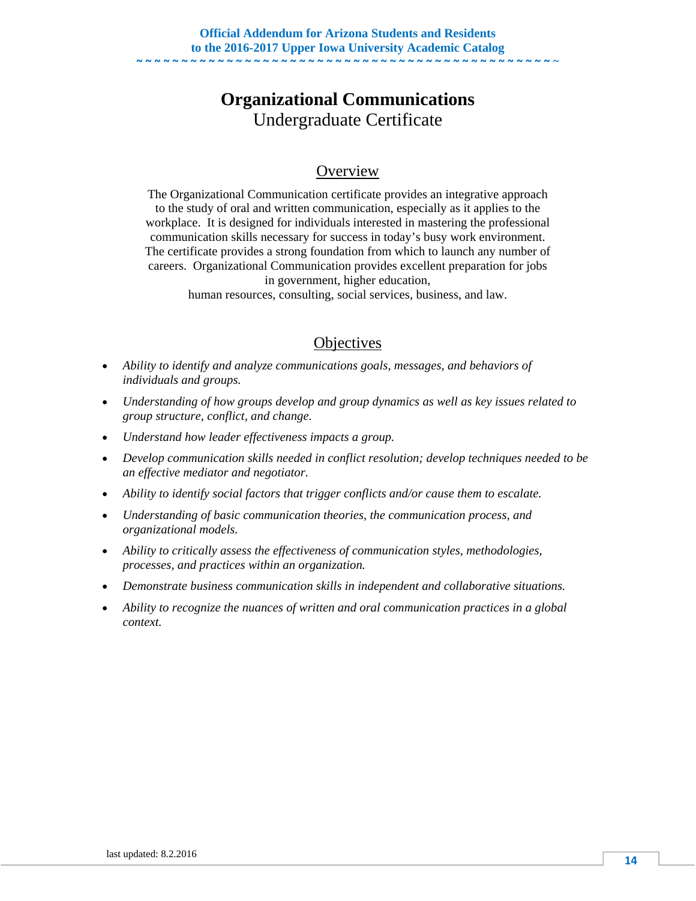# Organizational Communications

Undergraduate Certificate

## Overview

The Organizational Communication certificate provides an integrative approach to the study of oral and written communication, especially as it applies to the workplace. It is designed for individuals interested in mastering the professional communication skills necessary for success in today's busy work environment. The certificate provides a strong foundation from which to launch any number of careers. Organizational Communication provides excellent preparation for jobs in government, higher education, human resources, consulting, social services, business, and law.

## Objectives

- *Ability to identify and analyze communications goals, messages, and behaviors of individuals and groups.*
- *Understanding of how groups develop and group dynamics as well as key issues related to group structure, conflict, and change.*
- *Understand how leader effectiveness impacts a group.*
- *Develop communication skills needed in conflict resolution; develop techniques needed to be an effective mediator and negotiator.*
- *Ability to identify social factors that trigger conflicts and/or cause them to escalate.*
- *Understanding of basic communication theories, the communication process, and organizational models.*
- *Ability to critically assess the effectiveness of communication styles, methodologies, processes, and practices within an organization.*
- *Demonstrate business communication skills in independent and collaborative situations.*
- *Ability to recognize the nuances of written and oral communication practices in a global context.*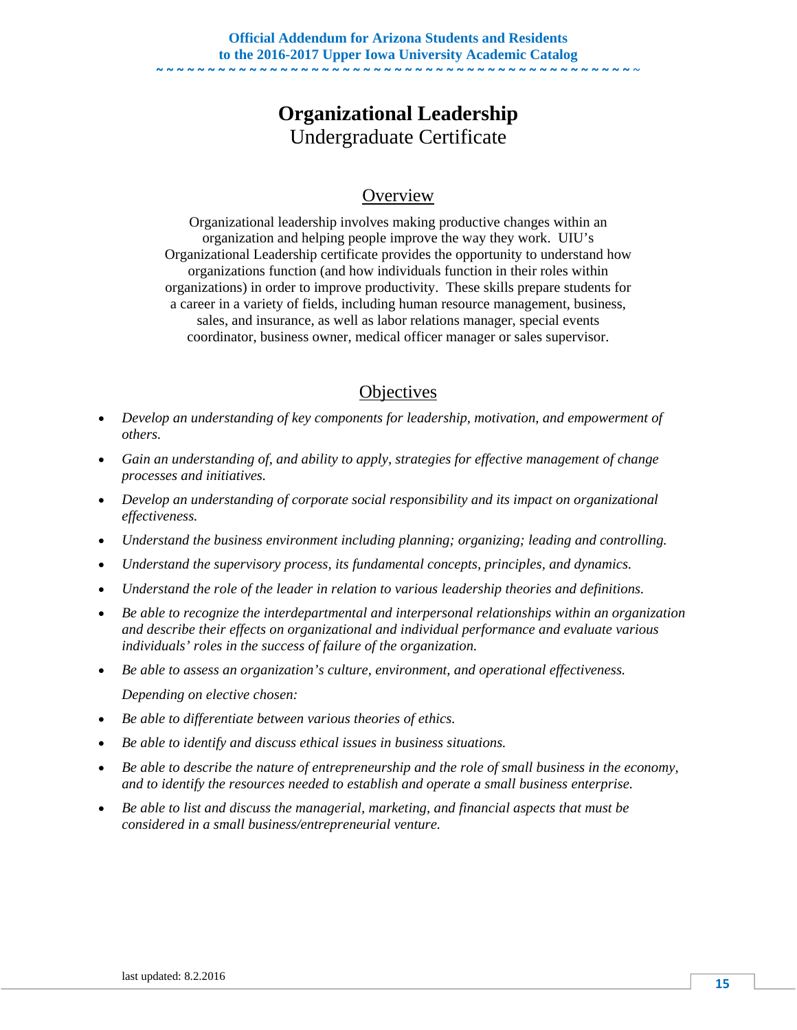# Organizational Leadership

Undergraduate Certificate

## Overview

Organizational leadership involves making productive changes within an organization and helping people improve the way they work. UIU's Organizational Leadership certificate provides the opportunity to understand how organizations function (and how individuals function in their roles within organizations) in order to improve productivity. These skills prepare students for a career in a variety of fields, including human resource management, business, sales, and insurance, as well as labor relations manager, special events coordinator, business owner, medical officer manager or sales supervisor.

## Objectives

- *Develop an understanding of key components for leadership, motivation, and empowerment of others.*
- *Gain an understanding of, and ability to apply, strategies for effective management of change processes and initiatives.*
- *Develop an understanding of corporate social responsibility and its impact on organizational effectiveness.*
- *Understand the business environment including planning; organizing; leading and controlling.*
- *Understand the supervisory process, its fundamental concepts, principles, and dynamics.*
- *Understand the role of the leader in relation to various leadership theories and definitions.*
- *Be able to recognize the interdepartmental and interpersonal relationships within an organization and describe their effects on organizational and individual performance and evaluate various individuals' roles in the success of failure of the organization.*
- *Be able to assess an organization's culture, environment, and operational effectiveness.*

  *Depending on elective chosen:*
- *Be able to differentiate between various theories of ethics.*
- *Be able to identify and discuss ethical issues in business situations.*
- *Be able to describe the nature of entrepreneurship and the role of small business in the economy, and to identify the resources needed to establish and operate a small business enterprise.*
- *Be able to list and discuss the managerial, marketing, and financial aspects that must be considered in a small business/entrepreneurial venture.*

last updated: 8.2.2016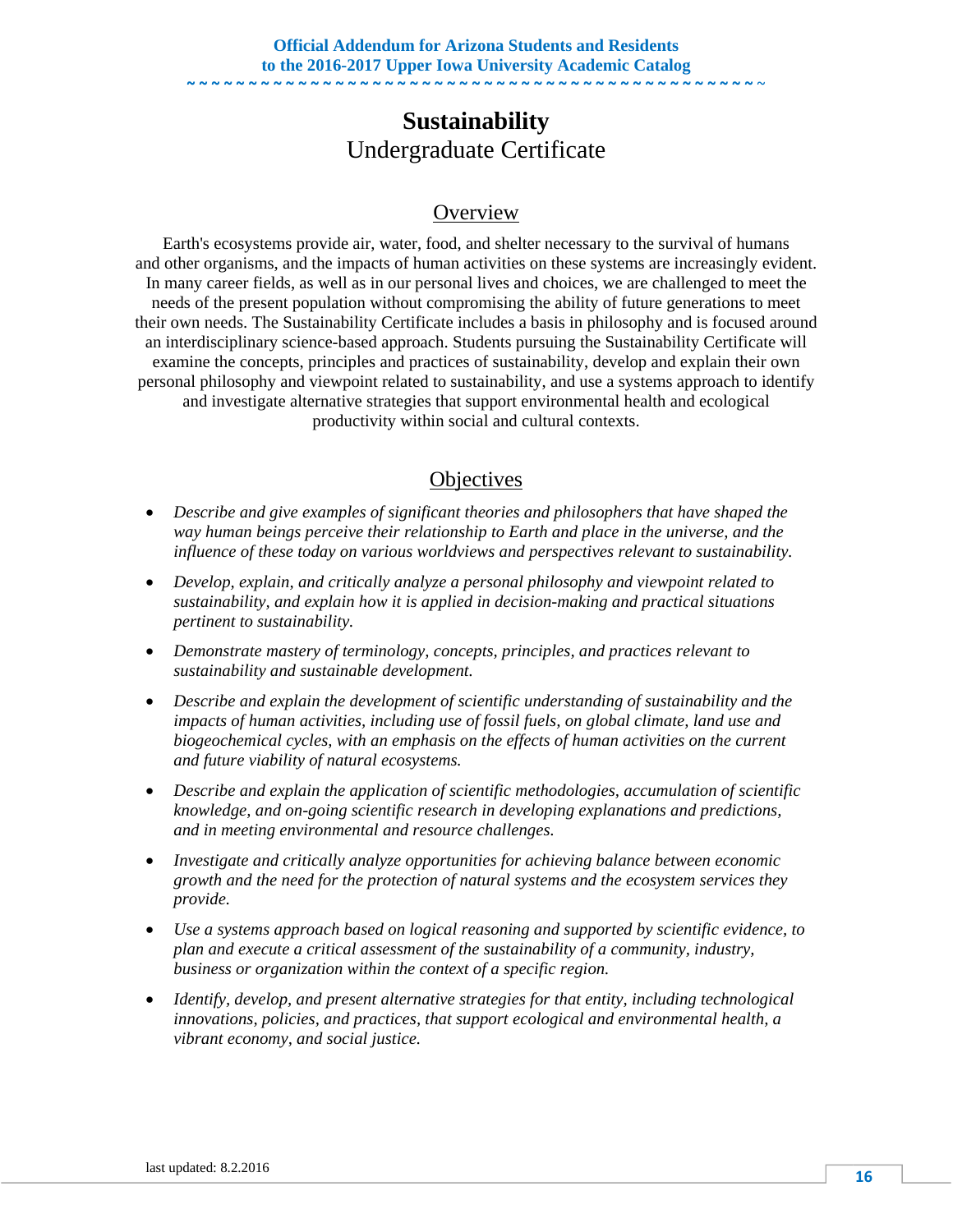# Sustainability

## Undergraduate Certificate

### Overview

Earth's ecosystems provide air, water, food, and shelter necessary to the survival of humans and other organisms, and the impacts of human activities on these systems are increasingly evident. In many career fields, as well as in our personal lives and choices, we are challenged to meet the needs of the present population without compromising the ability of future generations to meet their own needs. The Sustainability Certificate includes a basis in philosophy and is focused around an interdisciplinary science-based approach. Students pursuing the Sustainability Certificate will examine the concepts, principles and practices of sustainability, develop and explain their own personal philosophy and viewpoint related to sustainability, and use a systems approach to identify and investigate alternative strategies that support environmental health and ecological productivity within social and cultural contexts.

### Objectives

- *Describe and give examples of significant theories and philosophers that have shaped the way human beings perceive their relationship to Earth and place in the universe, and the influence of these today on various worldviews and perspectives relevant to sustainability.*
- *Develop, explain, and critically analyze a personal philosophy and viewpoint related to sustainability, and explain how it is applied in decision-making and practical situations pertinent to sustainability.*
- *Demonstrate mastery of terminology, concepts, principles, and practices relevant to sustainability and sustainable development.*
- *Describe and explain the development of scientific understanding of sustainability and the impacts of human activities, including use of fossil fuels, on global climate, land use and biogeochemical cycles, with an emphasis on the effects of human activities on the current and future viability of natural ecosystems.*
- *Describe and explain the application of scientific methodologies, accumulation of scientific knowledge, and on-going scientific research in developing explanations and predictions, and in meeting environmental and resource challenges.*
- *Investigate and critically analyze opportunities for achieving balance between economic growth and the need for the protection of natural systems and the ecosystem services they provide.*
- *Use a systems approach based on logical reasoning and supported by scientific evidence, to plan and execute a critical assessment of the sustainability of a community, industry, business or organization within the context of a specific region.*
- *Identify, develop, and present alternative strategies for that entity, including technological innovations, policies, and practices, that support ecological and environmental health, a vibrant economy, and social justice.*

last updated: 8.2.2016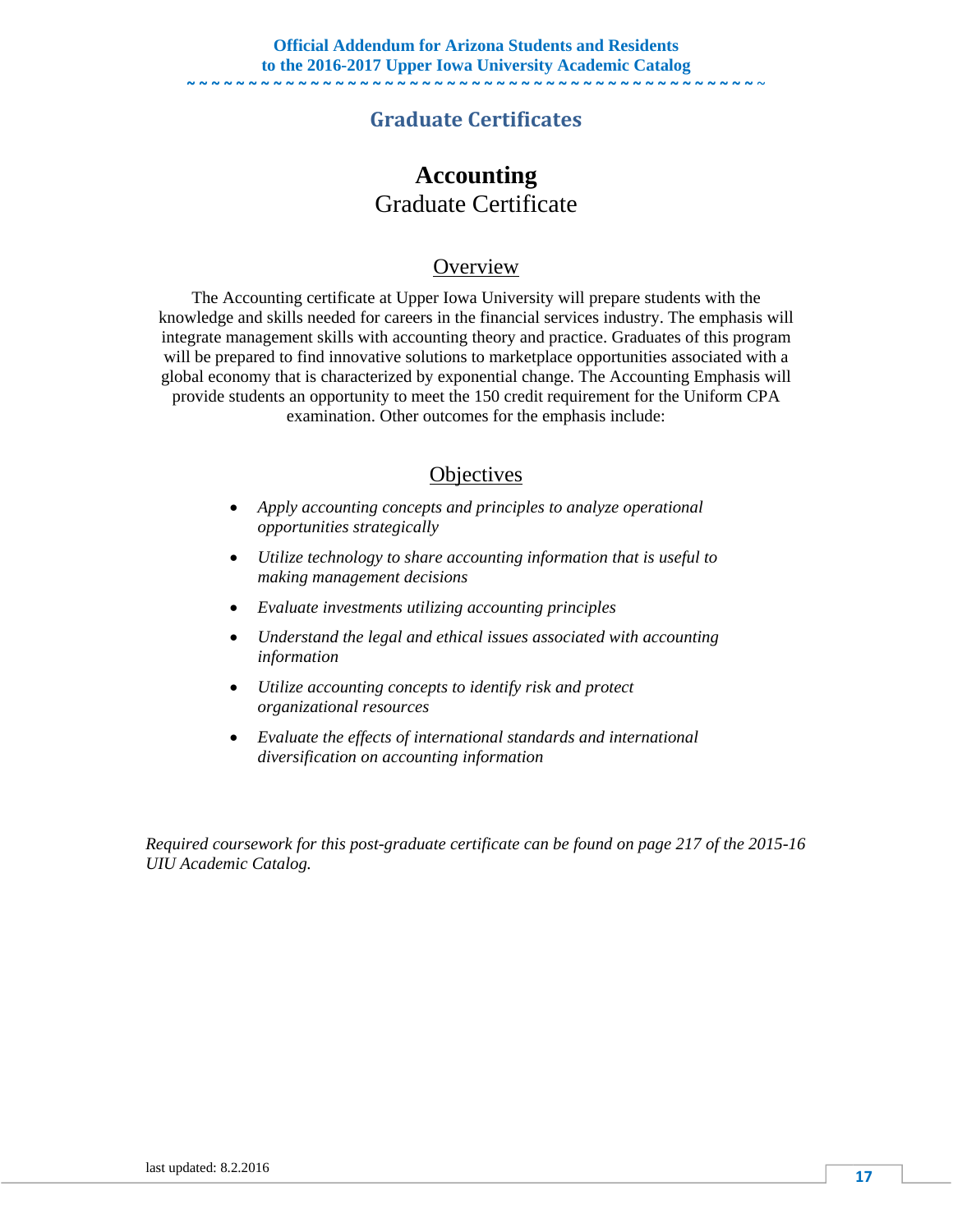## Graduate Certificates

# Accounting

Graduate Certificate

### Overview

The Accounting certificate at Upper Iowa University will prepare students with the knowledge and skills needed for careers in the financial services industry. The emphasis will integrate management skills with accounting theory and practice. Graduates of this program will be prepared to find innovative solutions to marketplace opportunities associated with a global economy that is characterized by exponential change. The Accounting Emphasis will provide students an opportunity to meet the 150 credit requirement for the Uniform CPA examination. Other outcomes for the emphasis include:

### Objectives

- *Apply accounting concepts and principles to analyze operational opportunities strategically*
- *Utilize technology to share accounting information that is useful to making management decisions*
- *Evaluate investments utilizing accounting principles*
- *Understand the legal and ethical issues associated with accounting information*
- *Utilize accounting concepts to identify risk and protect organizational resources*
- *Evaluate the effects of international standards and international diversification on accounting information*

*Required coursework for this post-graduate certificate can be found on page 217 of the 2015-16 UIU Academic Catalog.*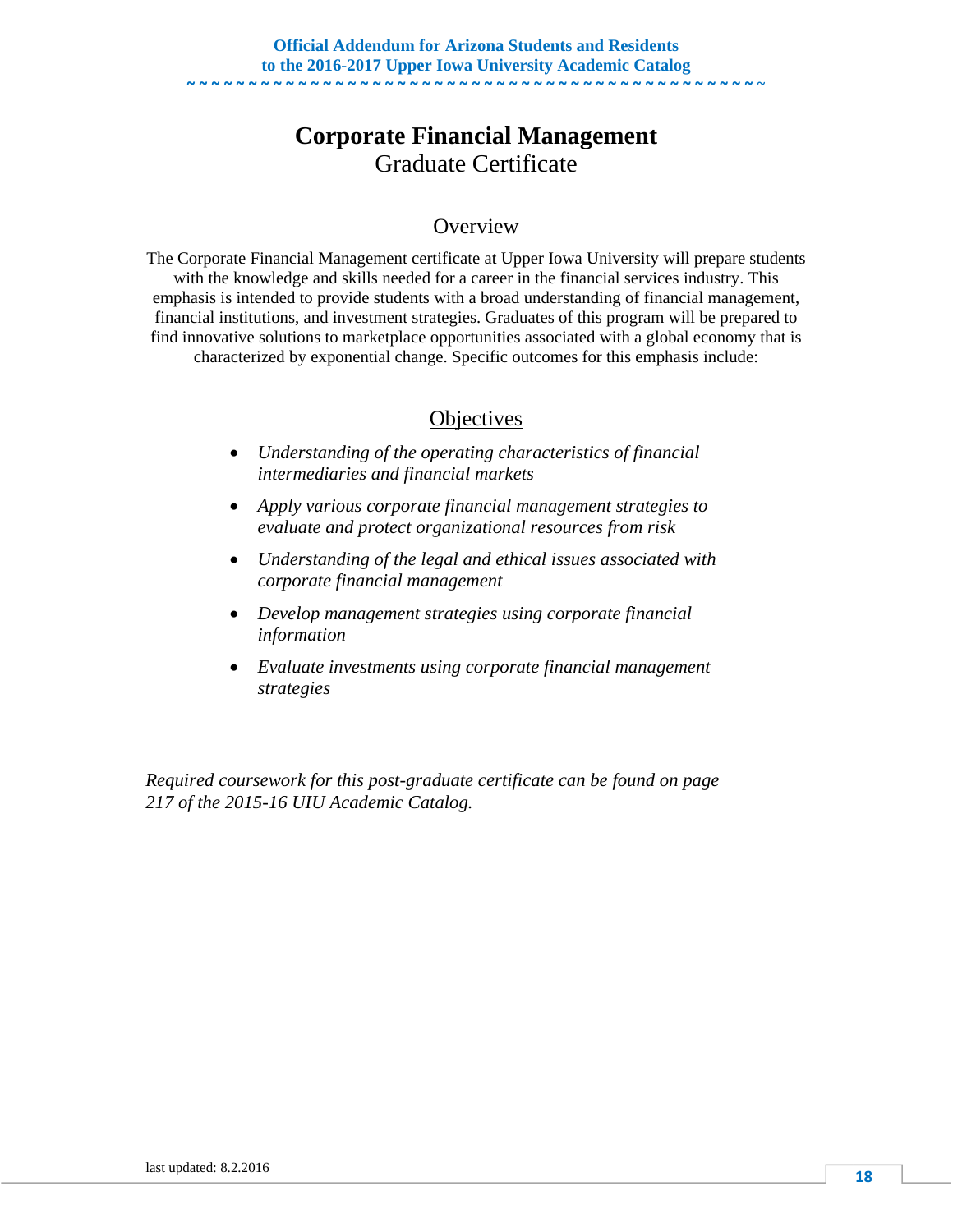# Corporate Financial Management

Graduate Certificate

## Overview

The Corporate Financial Management certificate at Upper Iowa University will prepare students with the knowledge and skills needed for a career in the financial services industry. This emphasis is intended to provide students with a broad understanding of financial management, financial institutions, and investment strategies. Graduates of this program will be prepared to find innovative solutions to marketplace opportunities associated with a global economy that is characterized by exponential change. Specific outcomes for this emphasis include:

## Objectives

- *Understanding of the operating characteristics of financial intermediaries and financial markets*
- *Apply various corporate financial management strategies to evaluate and protect organizational resources from risk*
- *Understanding of the legal and ethical issues associated with corporate financial management*
- *Develop management strategies using corporate financial information*
- *Evaluate investments using corporate financial management strategies*

*Required coursework for this post-graduate certificate can be found on page 217 of the 2015-16 UIU Academic Catalog.*

last updated: 8.2.2016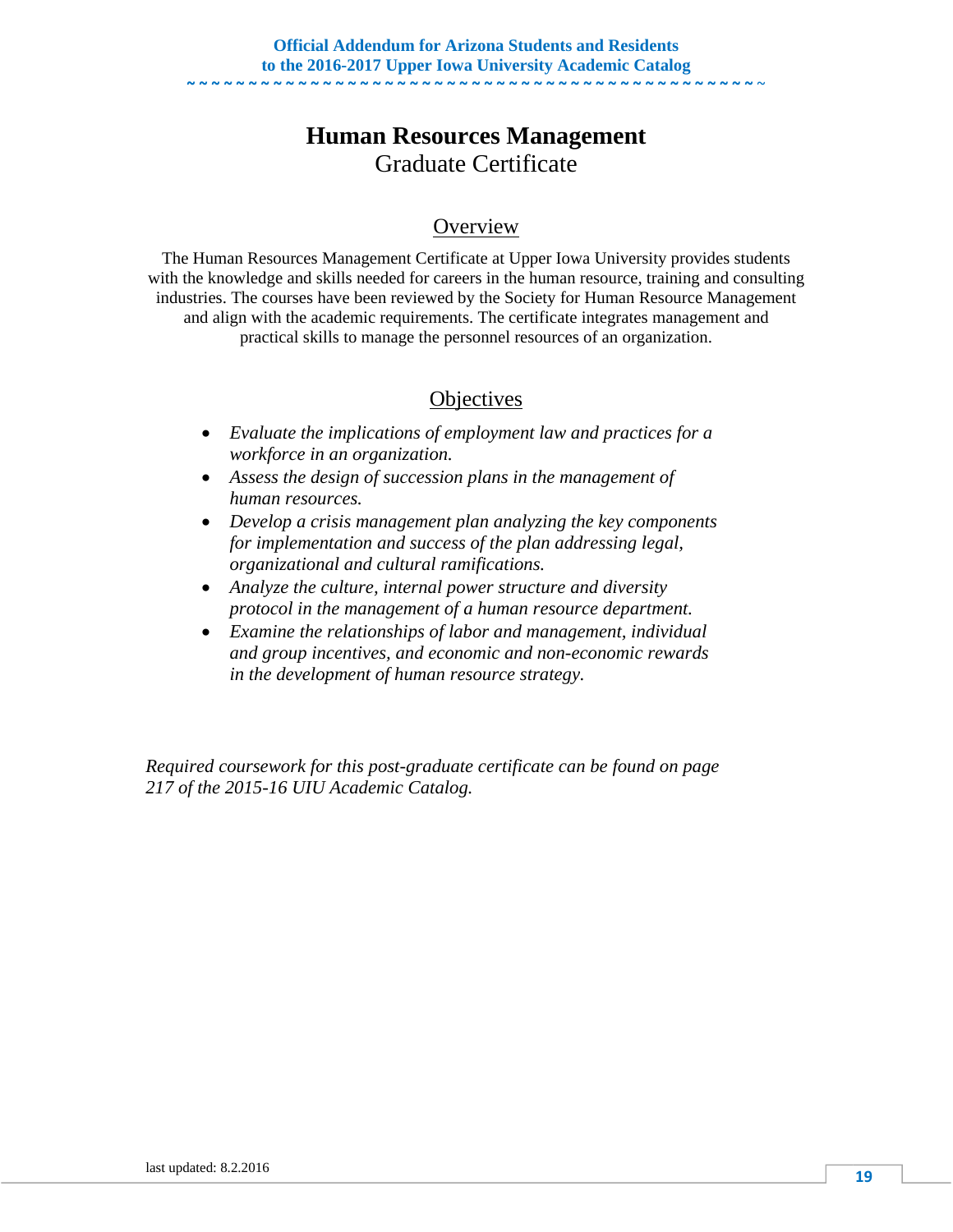# Human Resources Management

## Graduate Certificate

### Overview

The Human Resources Management Certificate at Upper Iowa University provides students with the knowledge and skills needed for careers in the human resource, training and consulting industries. The courses have been reviewed by the Society for Human Resource Management and align with the academic requirements. The certificate integrates management and practical skills to manage the personnel resources of an organization.

### Objectives

- *Evaluate the implications of employment law and practices for a workforce in an organization.*
- *Assess the design of succession plans in the management of human resources.*
- *Develop a crisis management plan analyzing the key components for implementation and success of the plan addressing legal, organizational and cultural ramifications.*
- *Analyze the culture, internal power structure and diversity protocol in the management of a human resource department.*
- *Examine the relationships of labor and management, individual and group incentives, and economic and non-economic rewards in the development of human resource strategy.*

*Required coursework for this post-graduate certificate can be found on page 217 of the 2015-16 UIU Academic Catalog.*

last updated: 8.2.2016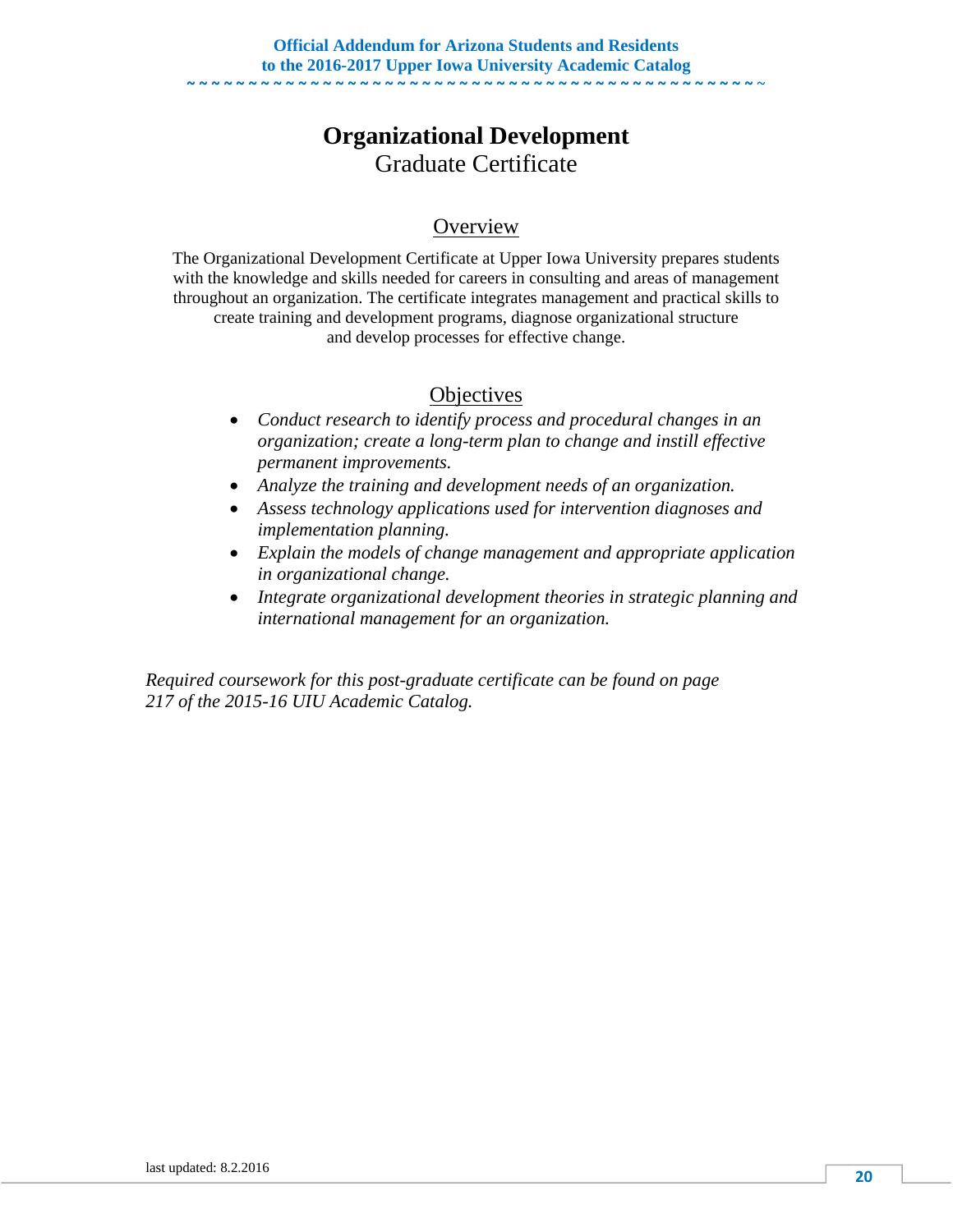# Organizational Development

Graduate Certificate

## Overview

The Organizational Development Certificate at Upper Iowa University prepares students with the knowledge and skills needed for careers in consulting and areas of management throughout an organization. The certificate integrates management and practical skills to create training and development programs, diagnose organizational structure and develop processes for effective change.

## Objectives

- *Conduct research to identify process and procedural changes in an organization; create a long-term plan to change and instill effective permanent improvements.*
- *Analyze the training and development needs of an organization.*
- *Assess technology applications used for intervention diagnoses and implementation planning.*
- *Explain the models of change management and appropriate application in organizational change.*
- *Integrate organizational development theories in strategic planning and international management for an organization.*

*Required coursework for this post-graduate certificate can be found on page 217 of the 2015-16 UIU Academic Catalog.*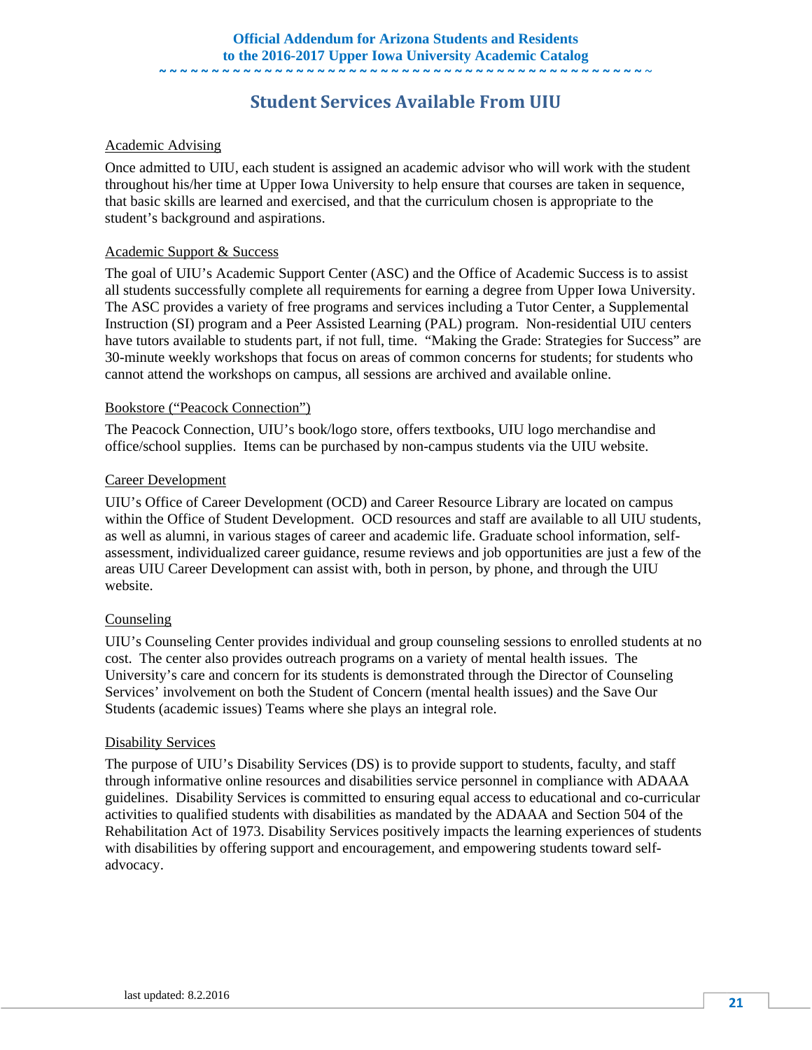## Student Services Available From UIU

### Academic Advising

Once admitted to UIU, each student is assigned an academic advisor who will work with the student throughout his/her time at Upper Iowa University to help ensure that courses are taken in sequence, that basic skills are learned and exercised, and that the curriculum chosen is appropriate to the student's background and aspirations.

### Academic Support & Success

The goal of UIU's Academic Support Center (ASC) and the Office of Academic Success is to assist all students successfully complete all requirements for earning a degree from Upper Iowa University. The ASC provides a variety of free programs and services including a Tutor Center, a Supplemental Instruction (SI) program and a Peer Assisted Learning (PAL) program. Non-residential UIU centers have tutors available to students part, if not full, time. "Making the Grade: Strategies for Success" are 30-minute weekly workshops that focus on areas of common concerns for students; for students who cannot attend the workshops on campus, all sessions are archived and available online.

### Bookstore ("Peacock Connection")

The Peacock Connection, UIU's book/logo store, offers textbooks, UIU logo merchandise and office/school supplies. Items can be purchased by non-campus students via the UIU website.

### Career Development

UIU's Office of Career Development (OCD) and Career Resource Library are located on campus within the Office of Student Development. OCD resources and staff are available to all UIU students, as well as alumni, in various stages of career and academic life. Graduate school information, self-assessment, individualized career guidance, resume reviews and job opportunities are just a few of the areas UIU Career Development can assist with, both in person, by phone, and through the UIU website.

### Counseling

UIU's Counseling Center provides individual and group counseling sessions to enrolled students at no cost. The center also provides outreach programs on a variety of mental health issues. The University's care and concern for its students is demonstrated through the Director of Counseling Services' involvement on both the Student of Concern (mental health issues) and the Save Our Students (academic issues) Teams where she plays an integral role.

### Disability Services

The purpose of UIU's Disability Services (DS) is to provide support to students, faculty, and staff through informative online resources and disabilities service personnel in compliance with ADAAA guidelines. Disability Services is committed to ensuring equal access to educational and co-curricular activities to qualified students with disabilities as mandated by the ADAAA and Section 504 of the Rehabilitation Act of 1973. Disability Services positively impacts the learning experiences of students with disabilities by offering support and encouragement, and empowering students toward self-advocacy.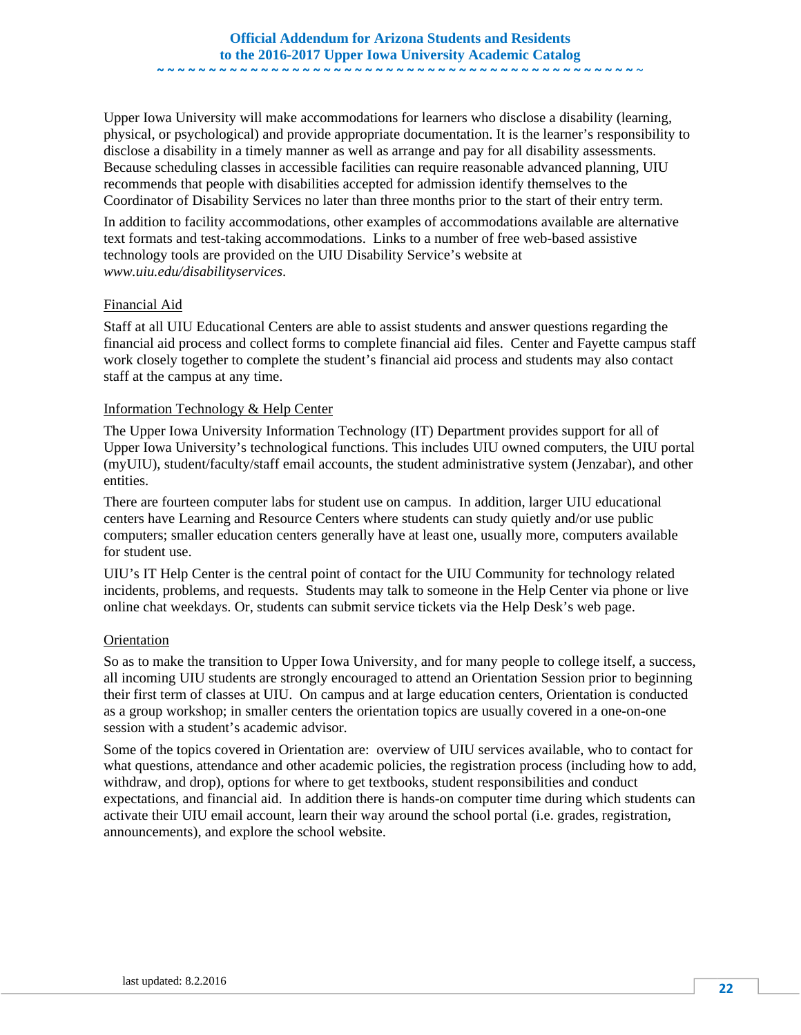Upper Iowa University will make accommodations for learners who disclose a disability (learning, physical, or psychological) and provide appropriate documentation. It is the learner's responsibility to disclose a disability in a timely manner as well as arrange and pay for all disability assessments. Because scheduling classes in accessible facilities can require reasonable advanced planning, UIU recommends that people with disabilities accepted for admission identify themselves to the Coordinator of Disability Services no later than three months prior to the start of their entry term.

In addition to facility accommodations, other examples of accommodations available are alternative text formats and test-taking accommodations. Links to a number of free web-based assistive technology tools are provided on the UIU Disability Service's website at *www.uiu.edu/disabilityservices*.

### Financial Aid

Staff at all UIU Educational Centers are able to assist students and answer questions regarding the financial aid process and collect forms to complete financial aid files. Center and Fayette campus staff work closely together to complete the student's financial aid process and students may also contact staff at the campus at any time.

### Information Technology & Help Center

The Upper Iowa University Information Technology (IT) Department provides support for all of Upper Iowa University's technological functions. This includes UIU owned computers, the UIU portal (myUIU), student/faculty/staff email accounts, the student administrative system (Jenzabar), and other entities.

There are fourteen computer labs for student use on campus. In addition, larger UIU educational centers have Learning and Resource Centers where students can study quietly and/or use public computers; smaller education centers generally have at least one, usually more, computers available for student use.

UIU's IT Help Center is the central point of contact for the UIU Community for technology related incidents, problems, and requests. Students may talk to someone in the Help Center via phone or live online chat weekdays. Or, students can submit service tickets via the Help Desk's web page.

### Orientation

So as to make the transition to Upper Iowa University, and for many people to college itself, a success, all incoming UIU students are strongly encouraged to attend an Orientation Session prior to beginning their first term of classes at UIU. On campus and at large education centers, Orientation is conducted as a group workshop; in smaller centers the orientation topics are usually covered in a one-on-one session with a student's academic advisor.

Some of the topics covered in Orientation are: overview of UIU services available, who to contact for what questions, attendance and other academic policies, the registration process (including how to add, withdraw, and drop), options for where to get textbooks, student responsibilities and conduct expectations, and financial aid. In addition there is hands-on computer time during which students can activate their UIU email account, learn their way around the school portal (i.e. grades, registration, announcements), and explore the school website.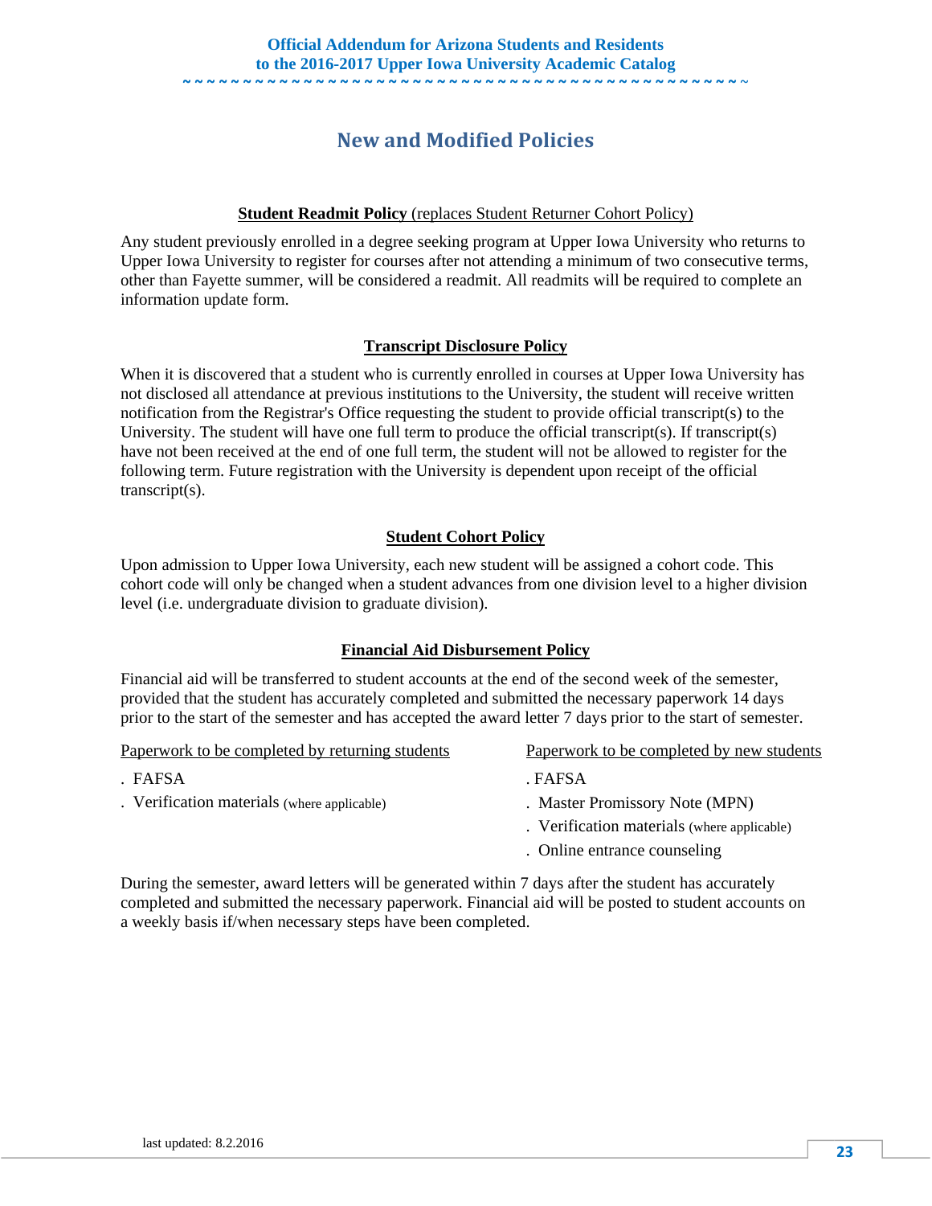# New and Modified Policies

**Student Readmit Policy** (replaces Student Returner Cohort Policy)

Any student previously enrolled in a degree seeking program at Upper Iowa University who returns to Upper Iowa University to register for courses after not attending a minimum of two consecutive terms, other than Fayette summer, will be considered a readmit. All readmits will be required to complete an information update form.

**Transcript Disclosure Policy**

When it is discovered that a student who is currently enrolled in courses at Upper Iowa University has not disclosed all attendance at previous institutions to the University, the student will receive written notification from the Registrar's Office requesting the student to provide official transcript(s) to the University. The student will have one full term to produce the official transcript(s). If transcript(s) have not been received at the end of one full term, the student will not be allowed to register for the following term. Future registration with the University is dependent upon receipt of the official transcript(s).

**Student Cohort Policy**

Upon admission to Upper Iowa University, each new student will be assigned a cohort code. This cohort code will only be changed when a student advances from one division level to a higher division level (i.e. undergraduate division to graduate division).

**Financial Aid Disbursement Policy**

Financial aid will be transferred to student accounts at the end of the second week of the semester, provided that the student has accurately completed and submitted the necessary paperwork 14 days prior to the start of the semester and has accepted the award letter 7 days prior to the start of semester.

Paperwork to be completed by returning students

- FAFSA
- Verification materials (where applicable)

Paperwork to be completed by new students

- FAFSA
- Master Promissory Note (MPN)
- Verification materials (where applicable)
- Online entrance counseling

During the semester, award letters will be generated within 7 days after the student has accurately completed and submitted the necessary paperwork. Financial aid will be posted to student accounts on a weekly basis if/when necessary steps have been completed.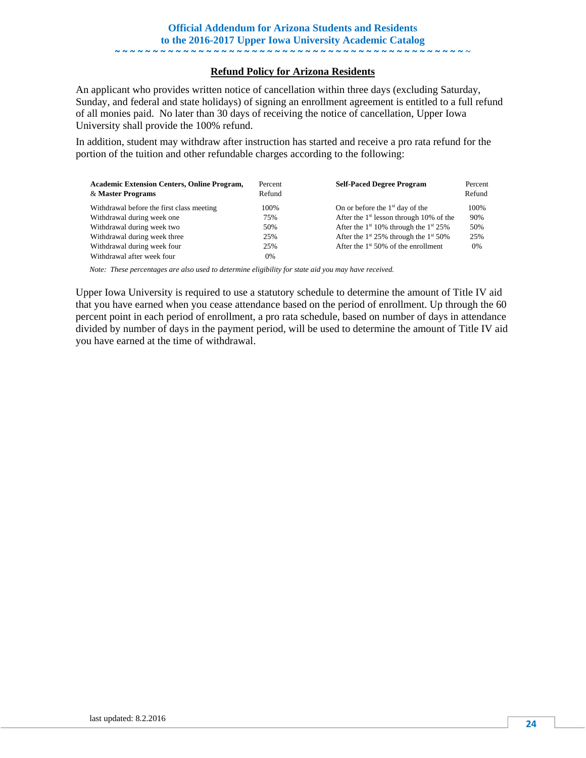Official Addendum for Arizona Students and Residents to the 2016-2017 Upper Iowa University Academic Catalog

## Refund Policy for Arizona Residents

An applicant who provides written notice of cancellation within three days (excluding Saturday, Sunday, and federal and state holidays) of signing an enrollment agreement is entitled to a full refund of all monies paid. No later than 30 days of receiving the notice of cancellation, Upper Iowa University shall provide the 100% refund.

In addition, student may withdraw after instruction has started and receive a pro rata refund for the portion of the tuition and other refundable charges according to the following:

| **Academic Extension Centers, Online Program, & Master Programs** | Percent Refund | **Self-Paced Degree Program** | Percent Refund |
|---|---|---|---|
| Withdrawal before the first class meeting | 100% | On or before the 1st day of the | 100% |
| Withdrawal during week one | 75% | After the 1st lesson through 10% of the | 90% |
| Withdrawal during week two | 50% | After the 1st 10% through the 1st 25% | 50% |
| Withdrawal during week three | 25% | After the 1st 25% through the 1st 50% | 25% |
| Withdrawal during week four | 25% | After the 1st 50% of the enrollment | 0% |
| Withdrawal after week four | 0% | | |

*Note: These percentages are also used to determine eligibility for state aid you may have received.*

Upper Iowa University is required to use a statutory schedule to determine the amount of Title IV aid that you have earned when you cease attendance based on the period of enrollment. Up through the 60 percent point in each period of enrollment, a pro rata schedule, based on number of days in attendance divided by number of days in the payment period, will be used to determine the amount of Title IV aid you have earned at the time of withdrawal.

last updated: 8.2.2016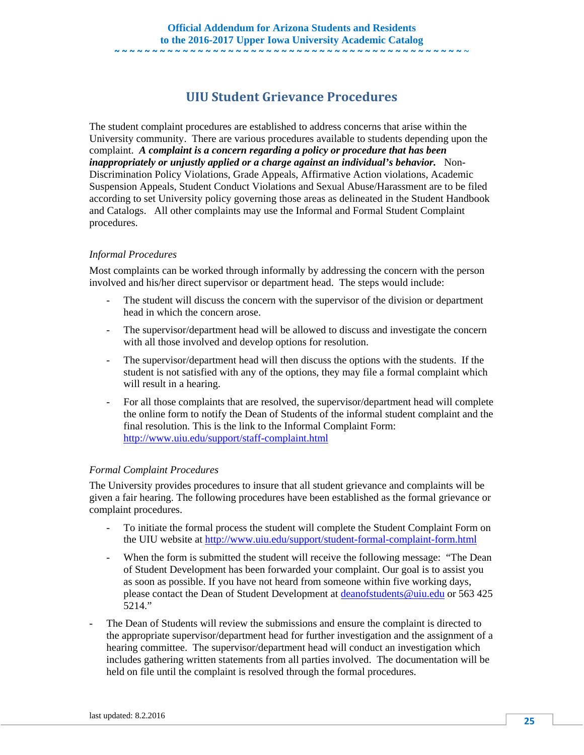## UIU Student Grievance Procedures

The student complaint procedures are established to address concerns that arise within the University community. There are various procedures available to students depending upon the complaint. ***A complaint is a concern regarding a policy or procedure that has been inappropriately or unjustly applied or a charge against an individual's behavior.*** Non-Discrimination Policy Violations, Grade Appeals, Affirmative Action violations, Academic Suspension Appeals, Student Conduct Violations and Sexual Abuse/Harassment are to be filed according to set University policy governing those areas as delineated in the Student Handbook and Catalogs. All other complaints may use the Informal and Formal Student Complaint procedures.

*Informal Procedures*

Most complaints can be worked through informally by addressing the concern with the person involved and his/her direct supervisor or department head. The steps would include:

- The student will discuss the concern with the supervisor of the division or department head in which the concern arose.
- The supervisor/department head will be allowed to discuss and investigate the concern with all those involved and develop options for resolution.
- The supervisor/department head will then discuss the options with the students. If the student is not satisfied with any of the options, they may file a formal complaint which will result in a hearing.
- For all those complaints that are resolved, the supervisor/department head will complete the online form to notify the Dean of Students of the informal student complaint and the final resolution. This is the link to the Informal Complaint Form: http://www.uiu.edu/support/staff-complaint.html

*Formal Complaint Procedures*

The University provides procedures to insure that all student grievance and complaints will be given a fair hearing. The following procedures have been established as the formal grievance or complaint procedures.

- To initiate the formal process the student will complete the Student Complaint Form on the UIU website at http://www.uiu.edu/support/student-formal-complaint-form.html
- When the form is submitted the student will receive the following message: "The Dean of Student Development has been forwarded your complaint. Our goal is to assist you as soon as possible. If you have not heard from someone within five working days, please contact the Dean of Student Development at deanofstudents@uiu.edu or 563 425 5214."
- The Dean of Students will review the submissions and ensure the complaint is directed to the appropriate supervisor/department head for further investigation and the assignment of a hearing committee. The supervisor/department head will conduct an investigation which includes gathering written statements from all parties involved. The documentation will be held on file until the complaint is resolved through the formal procedures.

last updated: 8.2.2016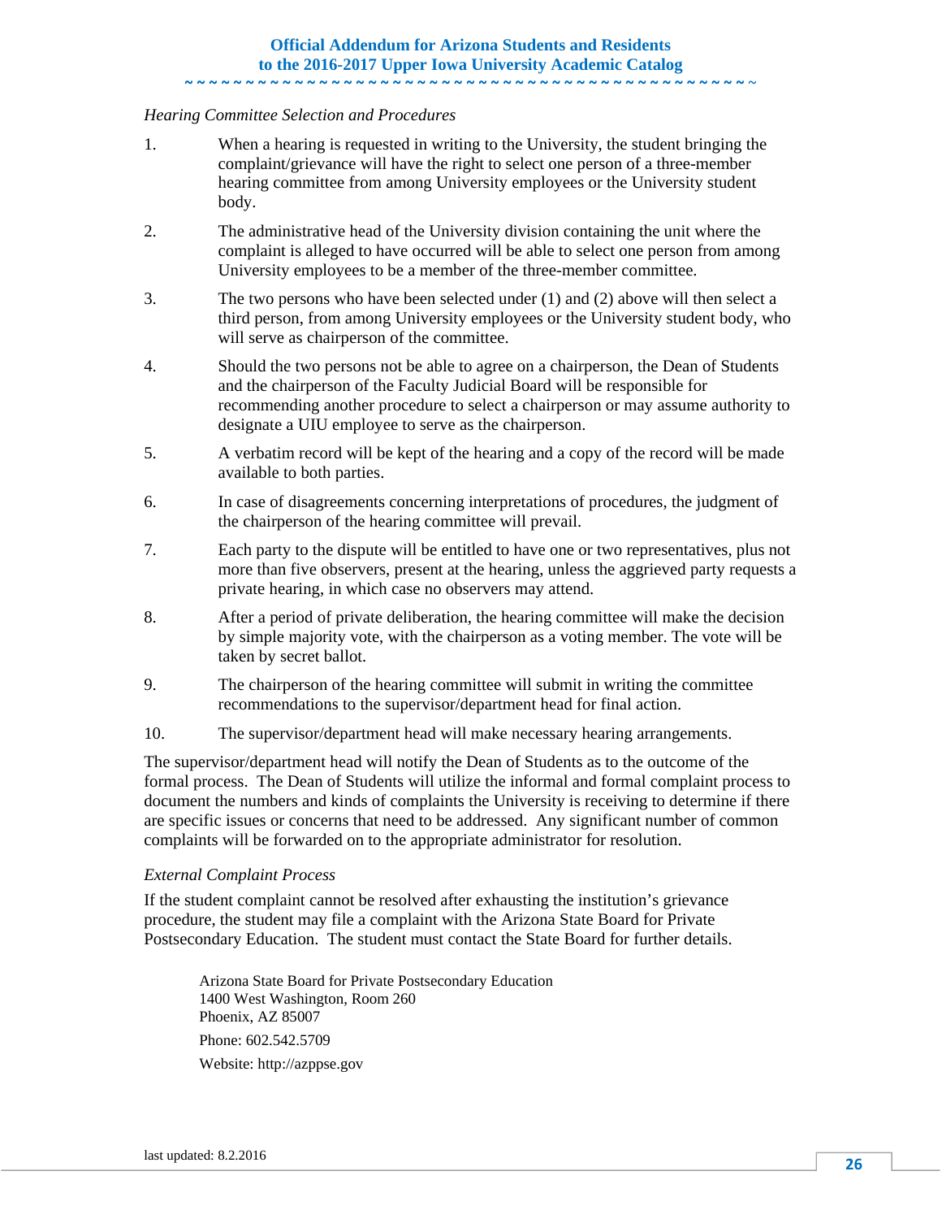*Hearing Committee Selection and Procedures*

1. When a hearing is requested in writing to the University, the student bringing the complaint/grievance will have the right to select one person of a three-member hearing committee from among University employees or the University student body.
2. The administrative head of the University division containing the unit where the complaint is alleged to have occurred will be able to select one person from among University employees to be a member of the three-member committee.
3. The two persons who have been selected under (1) and (2) above will then select a third person, from among University employees or the University student body, who will serve as chairperson of the committee.
4. Should the two persons not be able to agree on a chairperson, the Dean of Students and the chairperson of the Faculty Judicial Board will be responsible for recommending another procedure to select a chairperson or may assume authority to designate a UIU employee to serve as the chairperson.
5. A verbatim record will be kept of the hearing and a copy of the record will be made available to both parties.
6. In case of disagreements concerning interpretations of procedures, the judgment of the chairperson of the hearing committee will prevail.
7. Each party to the dispute will be entitled to have one or two representatives, plus not more than five observers, present at the hearing, unless the aggrieved party requests a private hearing, in which case no observers may attend.
8. After a period of private deliberation, the hearing committee will make the decision by simple majority vote, with the chairperson as a voting member. The vote will be taken by secret ballot.
9. The chairperson of the hearing committee will submit in writing the committee recommendations to the supervisor/department head for final action.
10. The supervisor/department head will make necessary hearing arrangements.

The supervisor/department head will notify the Dean of Students as to the outcome of the formal process. The Dean of Students will utilize the informal and formal complaint process to document the numbers and kinds of complaints the University is receiving to determine if there are specific issues or concerns that need to be addressed. Any significant number of common complaints will be forwarded on to the appropriate administrator for resolution.

*External Complaint Process*

If the student complaint cannot be resolved after exhausting the institution's grievance procedure, the student may file a complaint with the Arizona State Board for Private Postsecondary Education. The student must contact the State Board for further details.

> Arizona State Board for Private Postsecondary Education
> 1400 West Washington, Room 260
> Phoenix, AZ 85007
>
> Phone: 602.542.5709
>
> Website: http://azppse.gov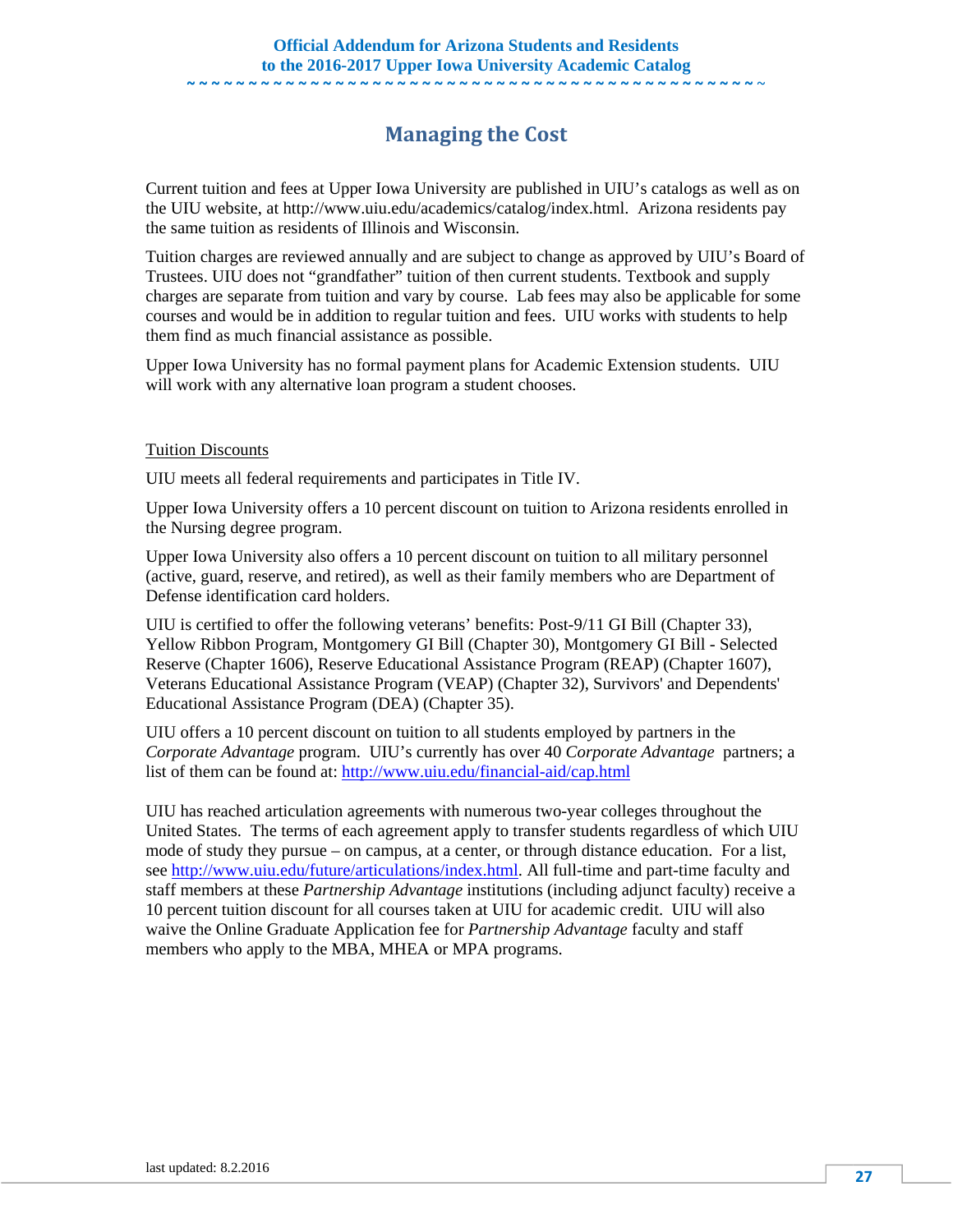# Managing the Cost

Current tuition and fees at Upper Iowa University are published in UIU's catalogs as well as on the UIU website, at http://www.uiu.edu/academics/catalog/index.html. Arizona residents pay the same tuition as residents of Illinois and Wisconsin.

Tuition charges are reviewed annually and are subject to change as approved by UIU's Board of Trustees. UIU does not "grandfather" tuition of then current students. Textbook and supply charges are separate from tuition and vary by course. Lab fees may also be applicable for some courses and would be in addition to regular tuition and fees. UIU works with students to help them find as much financial assistance as possible.

Upper Iowa University has no formal payment plans for Academic Extension students. UIU will work with any alternative loan program a student chooses.

Tuition Discounts

UIU meets all federal requirements and participates in Title IV.

Upper Iowa University offers a 10 percent discount on tuition to Arizona residents enrolled in the Nursing degree program.

Upper Iowa University also offers a 10 percent discount on tuition to all military personnel (active, guard, reserve, and retired), as well as their family members who are Department of Defense identification card holders.

UIU is certified to offer the following veterans' benefits: Post-9/11 GI Bill (Chapter 33), Yellow Ribbon Program, Montgomery GI Bill (Chapter 30), Montgomery GI Bill - Selected Reserve (Chapter 1606), Reserve Educational Assistance Program (REAP) (Chapter 1607), Veterans Educational Assistance Program (VEAP) (Chapter 32), Survivors' and Dependents' Educational Assistance Program (DEA) (Chapter 35).

UIU offers a 10 percent discount on tuition to all students employed by partners in the *Corporate Advantage* program. UIU's currently has over 40 *Corporate Advantage* partners; a list of them can be found at: http://www.uiu.edu/financial-aid/cap.html

UIU has reached articulation agreements with numerous two-year colleges throughout the United States. The terms of each agreement apply to transfer students regardless of which UIU mode of study they pursue – on campus, at a center, or through distance education. For a list, see http://www.uiu.edu/future/articulations/index.html. All full-time and part-time faculty and staff members at these *Partnership Advantage* institutions (including adjunct faculty) receive a 10 percent tuition discount for all courses taken at UIU for academic credit. UIU will also waive the Online Graduate Application fee for *Partnership Advantage* faculty and staff members who apply to the MBA, MHEA or MPA programs.

last updated: 8.2.2016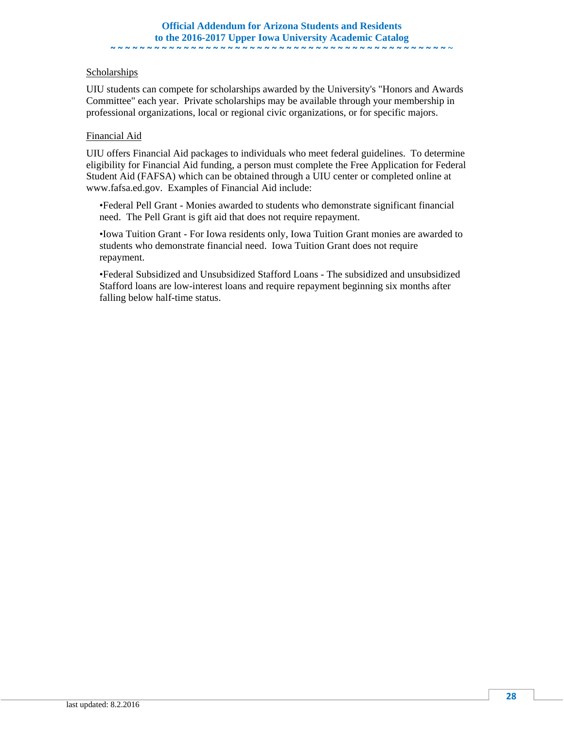Scholarships

UIU students can compete for scholarships awarded by the University's "Honors and Awards Committee" each year. Private scholarships may be available through your membership in professional organizations, local or regional civic organizations, or for specific majors.

Financial Aid

UIU offers Financial Aid packages to individuals who meet federal guidelines. To determine eligibility for Financial Aid funding, a person must complete the Free Application for Federal Student Aid (FAFSA) which can be obtained through a UIU center or completed online at www.fafsa.ed.gov. Examples of Financial Aid include:

•Federal Pell Grant - Monies awarded to students who demonstrate significant financial need. The Pell Grant is gift aid that does not require repayment.

•Iowa Tuition Grant - For Iowa residents only, Iowa Tuition Grant monies are awarded to students who demonstrate financial need. Iowa Tuition Grant does not require repayment.

•Federal Subsidized and Unsubsidized Stafford Loans - The subsidized and unsubsidized Stafford loans are low-interest loans and require repayment beginning six months after falling below half-time status.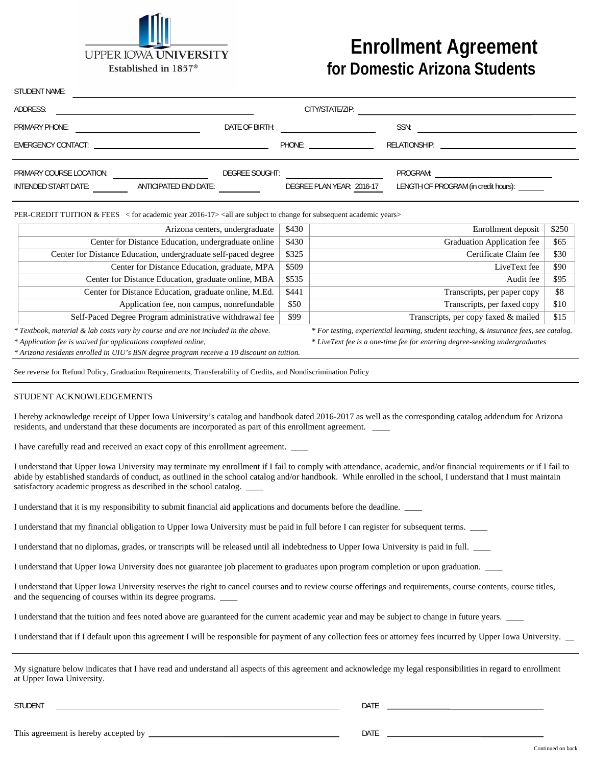UPPER IOWA UNIVERSITY
Established in 1857®

# Enrollment Agreement
## for Domestic Arizona Students

STUDENT NAME: ______________________________

ADDRESS: ______________________________ CITY/STATE/ZIP: ______________________________

PRIMARY PHONE: ______________ DATE OF BIRTH: ______________ SSN: ______________

EMERGENCY CONTACT: ______________________ PHONE: ______________ RELATIONSHIP: ______________

PRIMARY COURSE LOCATION: ______________ DEGREE SOUGHT: ______________ PROGRAM: ______________

INTENDED START DATE: ________ ANTICIPATED END DATE: ________ DEGREE PLAN YEAR: 2016-17 LENGTH OF PROGRAM (in credit hours): ______

PER-CREDIT TUITION & FEES < for academic year 2016-17> <all are subject to change for subsequent academic years>

| | | | |
|---|---|---|---|
| Arizona centers, undergraduate | $430 | Enrollment deposit | $250 |
| Center for Distance Education, undergraduate online | $430 | Graduation Application fee | $65 |
| Center for Distance Education, undergraduate self-paced degree | $325 | Certificate Claim fee | $30 |
| Center for Distance Education, graduate, MPA | $509 | LiveText fee | $90 |
| Center for Distance Education, graduate online, MBA | $535 | Audit fee | $95 |
| Center for Distance Education, graduate online, M.Ed. | $441 | Transcripts, per paper copy | $8 |
| Application fee, non campus, nonrefundable | $50 | Transcripts, per faxed copy | $10 |
| Self-Paced Degree Program administrative withdrawal fee | $99 | Transcripts, per copy faxed & mailed | $15 |

*\* Textbook, material & lab costs vary by course and are not included in the above.*
*\* Application fee is waived for applications completed online,*
*\* Arizona residents enrolled in UIU's BSN degree program receive a 10 discount on tuition.*
*\* For testing, experiential learning, student teaching, & insurance fees, see catalog.*
*\* LiveText fee is a one-time fee for entering degree-seeking undergraduates*

See reverse for Refund Policy, Graduation Requirements, Transferability of Credits, and Nondiscrimination Policy

STUDENT ACKNOWLEDGEMENTS

I hereby acknowledge receipt of Upper Iowa University's catalog and handbook dated 2016-2017 as well as the corresponding catalog addendum for Arizona residents, and understand that these documents are incorporated as part of this enrollment agreement. ____

I have carefully read and received an exact copy of this enrollment agreement. ____

I understand that Upper Iowa University may terminate my enrollment if I fail to comply with attendance, academic, and/or financial requirements or if I fail to abide by established standards of conduct, as outlined in the school catalog and/or handbook. While enrolled in the school, I understand that I must maintain satisfactory academic progress as described in the school catalog. ____

I understand that it is my responsibility to submit financial aid applications and documents before the deadline. ____

I understand that my financial obligation to Upper Iowa University must be paid in full before I can register for subsequent terms. ____

I understand that no diplomas, grades, or transcripts will be released until all indebtedness to Upper Iowa University is paid in full. ____

I understand that Upper Iowa University does not guarantee job placement to graduates upon program completion or upon graduation. ____

I understand that Upper Iowa University reserves the right to cancel courses and to review course offerings and requirements, course contents, course titles, and the sequencing of courses within its degree programs. ____

I understand that the tuition and fees noted above are guaranteed for the current academic year and may be subject to change in future years. ____

I understand that if I default upon this agreement I will be responsible for payment of any collection fees or attorney fees incurred by Upper Iowa University. __

My signature below indicates that I have read and understand all aspects of this agreement and acknowledge my legal responsibilities in regard to enrollment at Upper Iowa University.

STUDENT ______________________________ DATE ______________

This agreement is hereby accepted by ______________________________ DATE ______________

Continued on back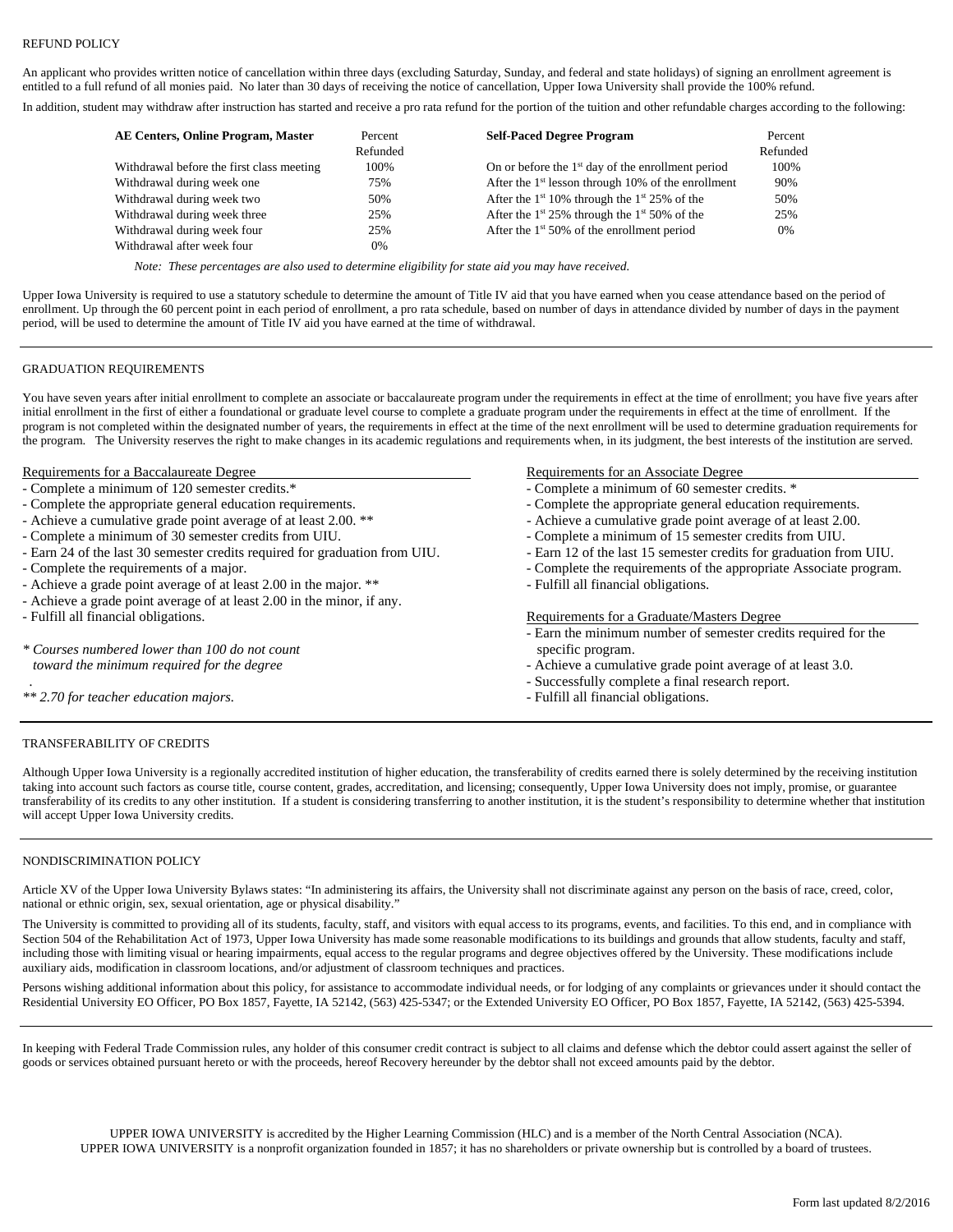## REFUND POLICY

An applicant who provides written notice of cancellation within three days (excluding Saturday, Sunday, and federal and state holidays) of signing an enrollment agreement is entitled to a full refund of all monies paid. No later than 30 days of receiving the notice of cancellation, Upper Iowa University shall provide the 100% refund.

In addition, student may withdraw after instruction has started and receive a pro rata refund for the portion of the tuition and other refundable charges according to the following:

| **AE Centers, Online Program, Master** | Percent Refunded | **Self-Paced Degree Program** | Percent Refunded |
|---|---|---|---|
| Withdrawal before the first class meeting | 100% | On or before the 1st day of the enrollment period | 100% |
| Withdrawal during week one | 75% | After the 1st lesson through 10% of the enrollment | 90% |
| Withdrawal during week two | 50% | After the 1st 10% through the 1st 25% of the | 50% |
| Withdrawal during week three | 25% | After the 1st 25% through the 1st 50% of the | 25% |
| Withdrawal during week four | 25% | After the 1st 50% of the enrollment period | 0% |
| Withdrawal after week four | 0% | | |

*Note: These percentages are also used to determine eligibility for state aid you may have received.*

Upper Iowa University is required to use a statutory schedule to determine the amount of Title IV aid that you have earned when you cease attendance based on the period of enrollment. Up through the 60 percent point in each period of enrollment, a pro rata schedule, based on number of days in attendance divided by number of days in the payment period, will be used to determine the amount of Title IV aid you have earned at the time of withdrawal.

## GRADUATION REQUIREMENTS

You have seven years after initial enrollment to complete an associate or baccalaureate program under the requirements in effect at the time of enrollment; you have five years after initial enrollment in the first of either a foundational or graduate level course to complete a graduate program under the requirements in effect at the time of enrollment. If the program is not completed within the designated number of years, the requirements in effect at the time of the next enrollment will be used to determine graduation requirements for the program. The University reserves the right to make changes in its academic regulations and requirements when, in its judgment, the best interests of the institution are served.

### Requirements for a Baccalaureate Degree

- Complete a minimum of 120 semester credits.*
- Complete the appropriate general education requirements.
- Achieve a cumulative grade point average of at least 2.00. **
- Complete a minimum of 30 semester credits from UIU.
- Earn 24 of the last 30 semester credits required for graduation from UIU.
- Complete the requirements of a major.
- Achieve a grade point average of at least 2.00 in the major. **
- Achieve a grade point average of at least 2.00 in the minor, if any.
- Fulfill all financial obligations.

*\* Courses numbered lower than 100 do not count toward the minimum required for the degree*

*\*\* 2.70 for teacher education majors.*

### Requirements for an Associate Degree

- Complete a minimum of 60 semester credits. *
- Complete the appropriate general education requirements.
- Achieve a cumulative grade point average of at least 2.00.
- Complete a minimum of 15 semester credits from UIU.
- Earn 12 of the last 15 semester credits for graduation from UIU.
- Complete the requirements of the appropriate Associate program.
- Fulfill all financial obligations.

### Requirements for a Graduate/Masters Degree

- Earn the minimum number of semester credits required for the specific program.
- Achieve a cumulative grade point average of at least 3.0.
- Successfully complete a final research report.
- Fulfill all financial obligations.

## TRANSFERABILITY OF CREDITS

Although Upper Iowa University is a regionally accredited institution of higher education, the transferability of credits earned there is solely determined by the receiving institution taking into account such factors as course title, course content, grades, accreditation, and licensing; consequently, Upper Iowa University does not imply, promise, or guarantee transferability of its credits to any other institution. If a student is considering transferring to another institution, it is the student's responsibility to determine whether that institution will accept Upper Iowa University credits.

## NONDISCRIMINATION POLICY

Article XV of the Upper Iowa University Bylaws states: "In administering its affairs, the University shall not discriminate against any person on the basis of race, creed, color, national or ethnic origin, sex, sexual orientation, age or physical disability."

The University is committed to providing all of its students, faculty, staff, and visitors with equal access to its programs, events, and facilities. To this end, and in compliance with Section 504 of the Rehabilitation Act of 1973, Upper Iowa University has made some reasonable modifications to its buildings and grounds that allow students, faculty and staff, including those with limiting visual or hearing impairments, equal access to the regular programs and degree objectives offered by the University. These modifications include auxiliary aids, modification in classroom locations, and/or adjustment of classroom techniques and practices.

Persons wishing additional information about this policy, for assistance to accommodate individual needs, or for lodging of any complaints or grievances under it should contact the Residential University EO Officer, PO Box 1857, Fayette, IA 52142, (563) 425-5347; or the Extended University EO Officer, PO Box 1857, Fayette, IA 52142, (563) 425-5394.

In keeping with Federal Trade Commission rules, any holder of this consumer credit contract is subject to all claims and defense which the debtor could assert against the seller of goods or services obtained pursuant hereto or with the proceeds, hereof Recovery hereunder by the debtor shall not exceed amounts paid by the debtor.

UPPER IOWA UNIVERSITY is accredited by the Higher Learning Commission (HLC) and is a member of the North Central Association (NCA).
UPPER IOWA UNIVERSITY is a nonprofit organization founded in 1857; it has no shareholders or private ownership but is controlled by a board of trustees.

Form last updated 8/2/2016